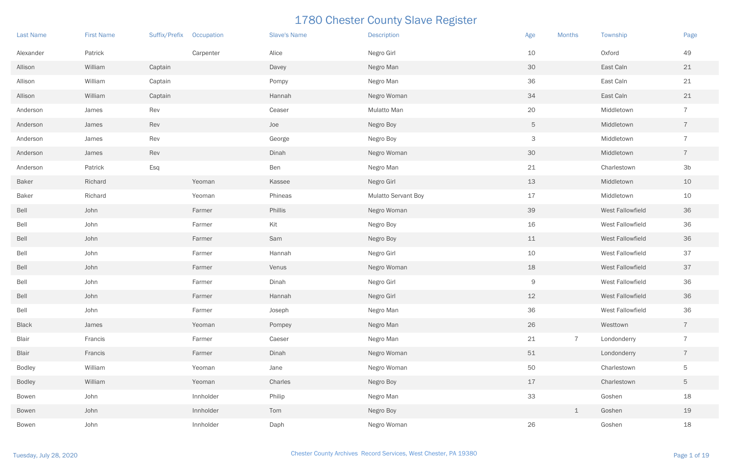# 1780 Chester County Slave Register

| Last Name | First Name | Suffix/Prefix | Occupation | Slave's Name | Description | Age | Months | Township | Page |
|---|---|---|---|---|---|---|---|---|---|
| Alexander | Patrick | | Carpenter | Alice | Negro Girl | 10 | | Oxford | 49 |
| Allison | William | Captain | | Davey | Negro Man | 30 | | East Caln | 21 |
| Allison | William | Captain | | Pompy | Negro Man | 36 | | East Caln | 21 |
| Allison | William | Captain | | Hannah | Negro Woman | 34 | | East Caln | 21 |
| Anderson | James | Rev | | Ceaser | Mulatto Man | 20 | | Middletown | 7 |
| Anderson | James | Rev | | Joe | Negro Boy | 5 | | Middletown | 7 |
| Anderson | James | Rev | | George | Negro Boy | 3 | | Middletown | 7 |
| Anderson | James | Rev | | Dinah | Negro Woman | 30 | | Middletown | 7 |
| Anderson | Patrick | Esq | | Ben | Negro Man | 21 | | Charlestown | 3b |
| Baker | Richard | | Yeoman | Kassee | Negro Girl | 13 | | Middletown | 10 |
| Baker | Richard | | Yeoman | Phineas | Mulatto Servant Boy | 17 | | Middletown | 10 |
| Bell | John | | Farmer | Phillis | Negro Woman | 39 | | West Fallowfield | 36 |
| Bell | John | | Farmer | Kit | Negro Boy | 16 | | West Fallowfield | 36 |
| Bell | John | | Farmer | Sam | Negro Boy | 11 | | West Fallowfield | 36 |
| Bell | John | | Farmer | Hannah | Negro Girl | 10 | | West Fallowfield | 37 |
| Bell | John | | Farmer | Venus | Negro Woman | 18 | | West Fallowfield | 37 |
| Bell | John | | Farmer | Dinah | Negro Girl | 9 | | West Fallowfield | 36 |
| Bell | John | | Farmer | Hannah | Negro Girl | 12 | | West Fallowfield | 36 |
| Bell | John | | Farmer | Joseph | Negro Man | 36 | | West Fallowfield | 36 |
| Black | James | | Yeoman | Pompey | Negro Man | 26 | | Westtown | 7 |
| Blair | Francis | | Farmer | Caeser | Negro Man | 21 | 7 | Londonderry | 7 |
| Blair | Francis | | Farmer | Dinah | Negro Woman | 51 | | Londonderry | 7 |
| Bodley | William | | Yeoman | Jane | Negro Woman | 50 | | Charlestown | 5 |
| Bodley | William | | Yeoman | Charles | Negro Boy | 17 | | Charlestown | 5 |
| Bowen | John | | Innholder | Philip | Negro Man | 33 | | Goshen | 18 |
| Bowen | John | | Innholder | Tom | Negro Boy | | 1 | Goshen | 19 |
| Bowen | John | | Innholder | Daph | Negro Woman | 26 | | Goshen | 18 |

Tuesday, July 28, 2020

Chester County Archives Record Services, West Chester, PA 19380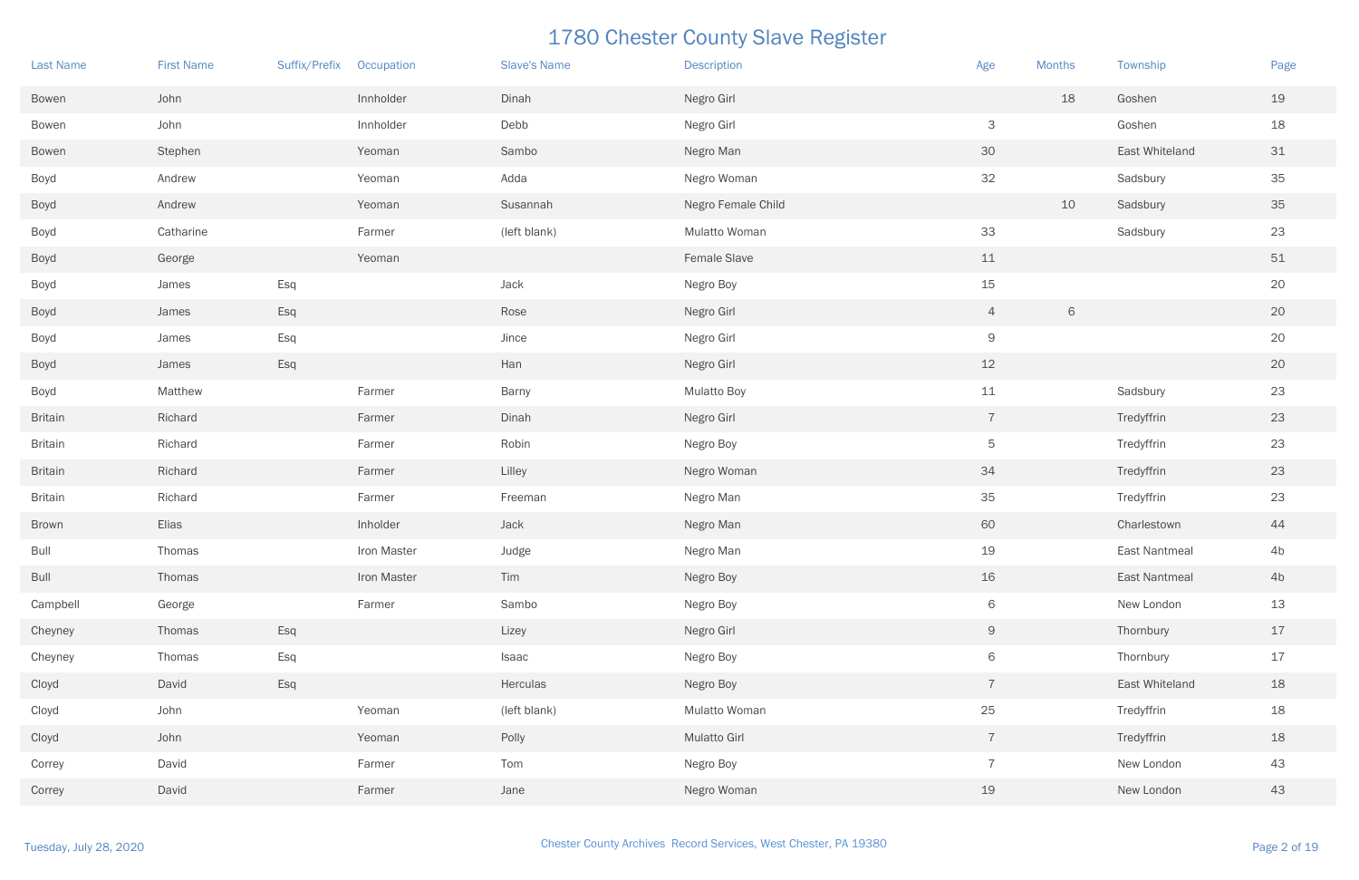# 1780 Chester County Slave Register

| Last Name | First Name | Suffix/Prefix | Occupation | Slave's Name | Description | Age | Months | Township | Page |
|---|---|---|---|---|---|---|---|---|---|
| Bowen | John | | Innholder | Dinah | Negro Girl | | 18 | Goshen | 19 |
| Bowen | John | | Innholder | Debb | Negro Girl | 3 | | Goshen | 18 |
| Bowen | Stephen | | Yeoman | Sambo | Negro Man | 30 | | East Whiteland | 31 |
| Boyd | Andrew | | Yeoman | Adda | Negro Woman | 32 | | Sadsbury | 35 |
| Boyd | Andrew | | Yeoman | Susannah | Negro Female Child | | 10 | Sadsbury | 35 |
| Boyd | Catharine | | Farmer | (left blank) | Mulatto Woman | 33 | | Sadsbury | 23 |
| Boyd | George | | Yeoman | | Female Slave | 11 | | | 51 |
| Boyd | James | Esq | | Jack | Negro Boy | 15 | | | 20 |
| Boyd | James | Esq | | Rose | Negro Girl | 4 | 6 | | 20 |
| Boyd | James | Esq | | Jince | Negro Girl | 9 | | | 20 |
| Boyd | James | Esq | | Han | Negro Girl | 12 | | | 20 |
| Boyd | Matthew | | Farmer | Barny | Mulatto Boy | 11 | | Sadsbury | 23 |
| Britain | Richard | | Farmer | Dinah | Negro Girl | 7 | | Tredyffrin | 23 |
| Britain | Richard | | Farmer | Robin | Negro Boy | 5 | | Tredyffrin | 23 |
| Britain | Richard | | Farmer | Lilley | Negro Woman | 34 | | Tredyffrin | 23 |
| Britain | Richard | | Farmer | Freeman | Negro Man | 35 | | Tredyffrin | 23 |
| Brown | Elias | | Inholder | Jack | Negro Man | 60 | | Charlestown | 44 |
| Bull | Thomas | | Iron Master | Judge | Negro Man | 19 | | East Nantmeal | 4b |
| Bull | Thomas | | Iron Master | Tim | Negro Boy | 16 | | East Nantmeal | 4b |
| Campbell | George | | Farmer | Sambo | Negro Boy | 6 | | New London | 13 |
| Cheyney | Thomas | Esq | | Lizey | Negro Girl | 9 | | Thornbury | 17 |
| Cheyney | Thomas | Esq | | Isaac | Negro Boy | 6 | | Thornbury | 17 |
| Cloyd | David | Esq | | Herculas | Negro Boy | 7 | | East Whiteland | 18 |
| Cloyd | John | | Yeoman | (left blank) | Mulatto Woman | 25 | | Tredyffrin | 18 |
| Cloyd | John | | Yeoman | Polly | Mulatto Girl | 7 | | Tredyffrin | 18 |
| Correy | David | | Farmer | Tom | Negro Boy | 7 | | New London | 43 |
| Correy | David | | Farmer | Jane | Negro Woman | 19 | | New London | 43 |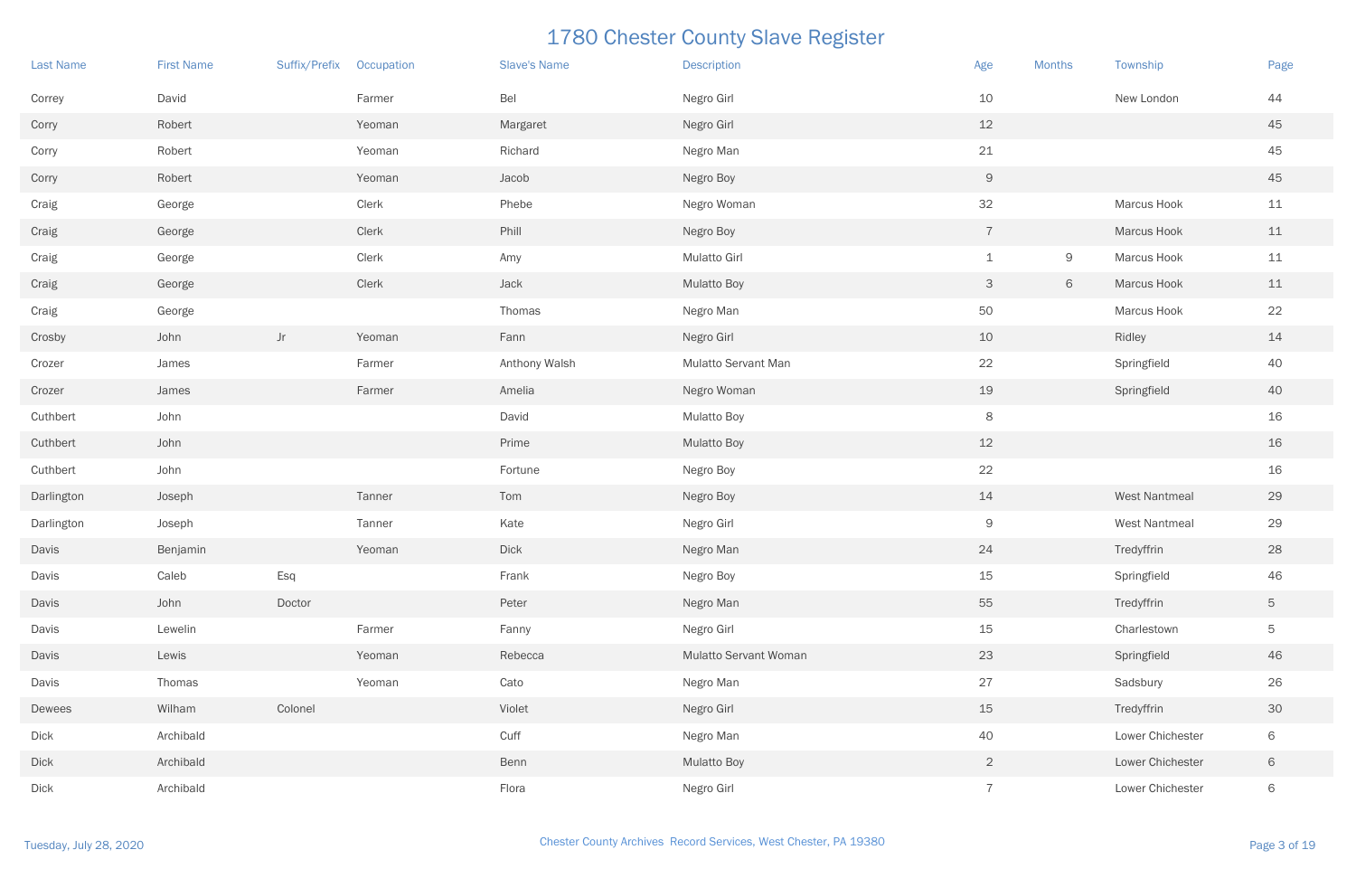# 1780 Chester County Slave Register

| Last Name | First Name | Suffix/Prefix | Occupation | Slave's Name | Description | Age | Months | Township | Page |
|---|---|---|---|---|---|---|---|---|---|
| Correy | David | | Farmer | Bel | Negro Girl | 10 | | New London | 44 |
| Corry | Robert | | Yeoman | Margaret | Negro Girl | 12 | | | 45 |
| Corry | Robert | | Yeoman | Richard | Negro Man | 21 | | | 45 |
| Corry | Robert | | Yeoman | Jacob | Negro Boy | 9 | | | 45 |
| Craig | George | | Clerk | Phebe | Negro Woman | 32 | | Marcus Hook | 11 |
| Craig | George | | Clerk | Phill | Negro Boy | 7 | | Marcus Hook | 11 |
| Craig | George | | Clerk | Amy | Mulatto Girl | 1 | 9 | Marcus Hook | 11 |
| Craig | George | | Clerk | Jack | Mulatto Boy | 3 | 6 | Marcus Hook | 11 |
| Craig | George | | | Thomas | Negro Man | 50 | | Marcus Hook | 22 |
| Crosby | John | Jr | Yeoman | Fann | Negro Girl | 10 | | Ridley | 14 |
| Crozer | James | | Farmer | Anthony Walsh | Mulatto Servant Man | 22 | | Springfield | 40 |
| Crozer | James | | Farmer | Amelia | Negro Woman | 19 | | Springfield | 40 |
| Cuthbert | John | | | David | Mulatto Boy | 8 | | | 16 |
| Cuthbert | John | | | Prime | Mulatto Boy | 12 | | | 16 |
| Cuthbert | John | | | Fortune | Negro Boy | 22 | | | 16 |
| Darlington | Joseph | | Tanner | Tom | Negro Boy | 14 | | West Nantmeal | 29 |
| Darlington | Joseph | | Tanner | Kate | Negro Girl | 9 | | West Nantmeal | 29 |
| Davis | Benjamin | | Yeoman | Dick | Negro Man | 24 | | Tredyffrin | 28 |
| Davis | Caleb | Esq | | Frank | Negro Boy | 15 | | Springfield | 46 |
| Davis | John | Doctor | | Peter | Negro Man | 55 | | Tredyffrin | 5 |
| Davis | Lewelin | | Farmer | Fanny | Negro Girl | 15 | | Charlestown | 5 |
| Davis | Lewis | | Yeoman | Rebecca | Mulatto Servant Woman | 23 | | Springfield | 46 |
| Davis | Thomas | | Yeoman | Cato | Negro Man | 27 | | Sadsbury | 26 |
| Dewees | Wilham | Colonel | | Violet | Negro Girl | 15 | | Tredyffrin | 30 |
| Dick | Archibald | | | Cuff | Negro Man | 40 | | Lower Chichester | 6 |
| Dick | Archibald | | | Benn | Mulatto Boy | 2 | | Lower Chichester | 6 |
| Dick | Archibald | | | Flora | Negro Girl | 7 | | Lower Chichester | 6 |

Tuesday, July 28, 2020

Chester County Archives Record Services, West Chester, PA 19380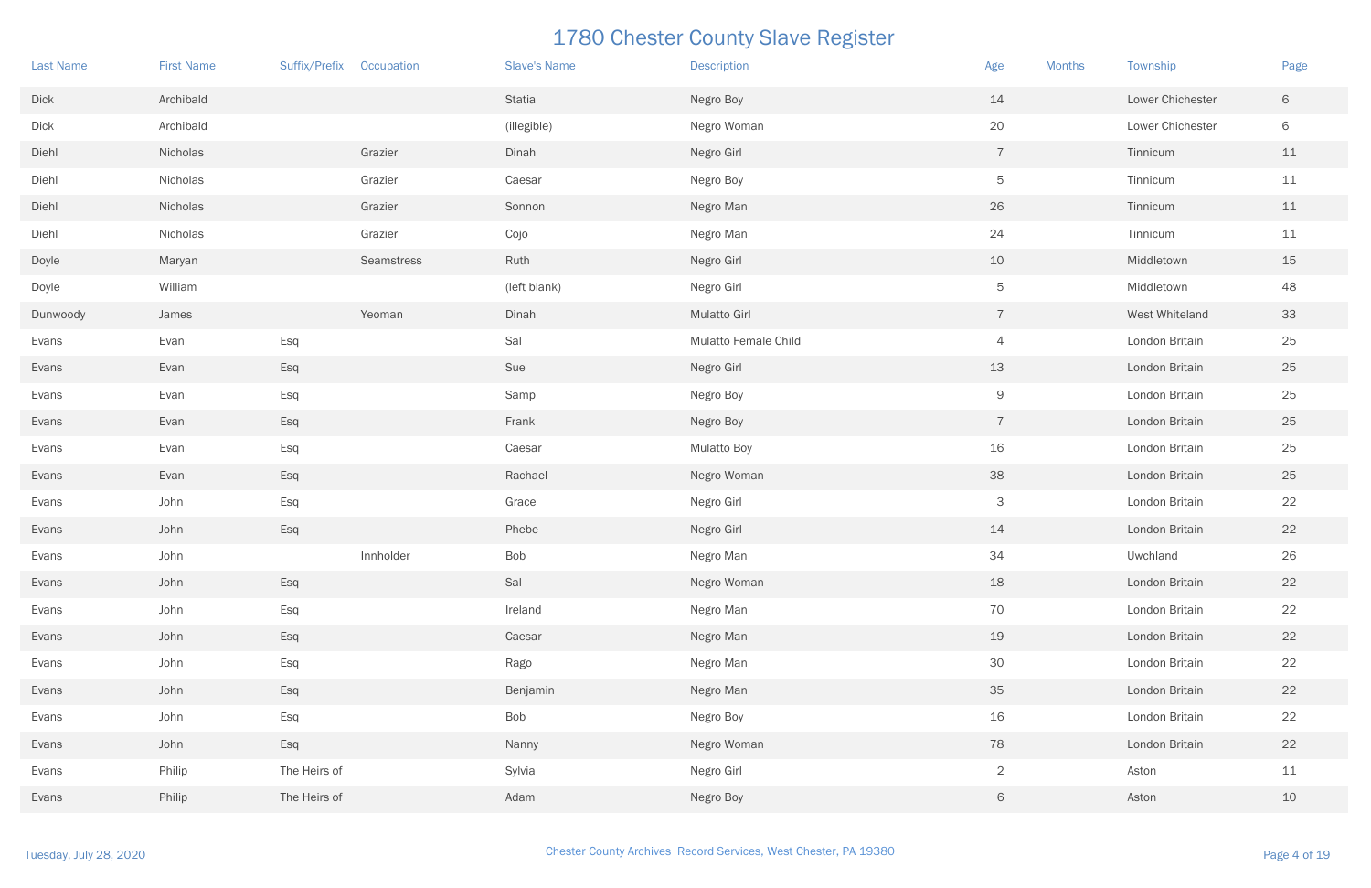# 1780 Chester County Slave Register

| Last Name | First Name | Suffix/Prefix | Occupation | Slave's Name | Description | Age | Months | Township | Page |
|---|---|---|---|---|---|---|---|---|---|
| Dick | Archibald | | | Statia | Negro Boy | 14 | | Lower Chichester | 6 |
| Dick | Archibald | | | (illegible) | Negro Woman | 20 | | Lower Chichester | 6 |
| Diehl | Nicholas | | Grazier | Dinah | Negro Girl | 7 | | Tinnicum | 11 |
| Diehl | Nicholas | | Grazier | Caesar | Negro Boy | 5 | | Tinnicum | 11 |
| Diehl | Nicholas | | Grazier | Sonnon | Negro Man | 26 | | Tinnicum | 11 |
| Diehl | Nicholas | | Grazier | Cojo | Negro Man | 24 | | Tinnicum | 11 |
| Doyle | Maryan | | Seamstress | Ruth | Negro Girl | 10 | | Middletown | 15 |
| Doyle | William | | | (left blank) | Negro Girl | 5 | | Middletown | 48 |
| Dunwoody | James | | Yeoman | Dinah | Mulatto Girl | 7 | | West Whiteland | 33 |
| Evans | Evan | Esq | | Sal | Mulatto Female Child | 4 | | London Britain | 25 |
| Evans | Evan | Esq | | Sue | Negro Girl | 13 | | London Britain | 25 |
| Evans | Evan | Esq | | Samp | Negro Boy | 9 | | London Britain | 25 |
| Evans | Evan | Esq | | Frank | Negro Boy | 7 | | London Britain | 25 |
| Evans | Evan | Esq | | Caesar | Mulatto Boy | 16 | | London Britain | 25 |
| Evans | Evan | Esq | | Rachael | Negro Woman | 38 | | London Britain | 25 |
| Evans | John | Esq | | Grace | Negro Girl | 3 | | London Britain | 22 |
| Evans | John | Esq | | Phebe | Negro Girl | 14 | | London Britain | 22 |
| Evans | John | | Innholder | Bob | Negro Man | 34 | | Uwchland | 26 |
| Evans | John | Esq | | Sal | Negro Woman | 18 | | London Britain | 22 |
| Evans | John | Esq | | Ireland | Negro Man | 70 | | London Britain | 22 |
| Evans | John | Esq | | Caesar | Negro Man | 19 | | London Britain | 22 |
| Evans | John | Esq | | Rago | Negro Man | 30 | | London Britain | 22 |
| Evans | John | Esq | | Benjamin | Negro Man | 35 | | London Britain | 22 |
| Evans | John | Esq | | Bob | Negro Boy | 16 | | London Britain | 22 |
| Evans | John | Esq | | Nanny | Negro Woman | 78 | | London Britain | 22 |
| Evans | Philip | The Heirs of | | Sylvia | Negro Girl | 2 | | Aston | 11 |
| Evans | Philip | The Heirs of | | Adam | Negro Boy | 6 | | Aston | 10 |

Tuesday, July 28, 2020 — Chester County Archives Record Services, West Chester, PA 19380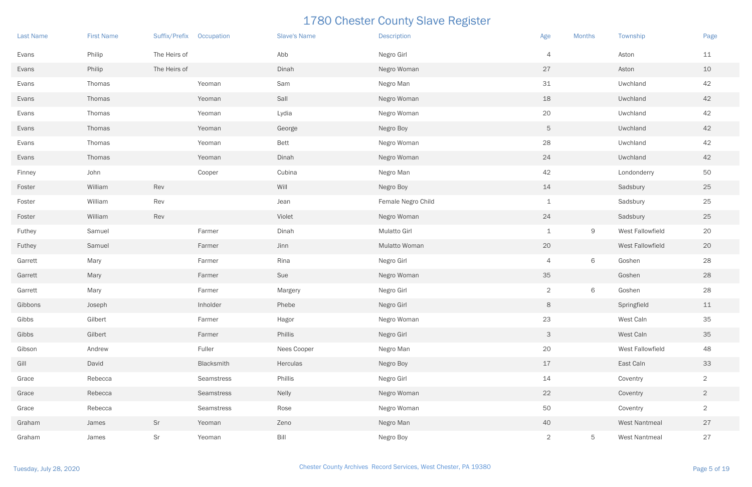# 1780 Chester County Slave Register

| Last Name | First Name | Suffix/Prefix | Occupation | Slave's Name | Description | Age | Months | Township | Page |
|---|---|---|---|---|---|---|---|---|---|
| Evans | Philip | The Heirs of | | Abb | Negro Girl | 4 | | Aston | 11 |
| Evans | Philip | The Heirs of | | Dinah | Negro Woman | 27 | | Aston | 10 |
| Evans | Thomas | | Yeoman | Sam | Negro Man | 31 | | Uwchland | 42 |
| Evans | Thomas | | Yeoman | Sall | Negro Woman | 18 | | Uwchland | 42 |
| Evans | Thomas | | Yeoman | Lydia | Negro Woman | 20 | | Uwchland | 42 |
| Evans | Thomas | | Yeoman | George | Negro Boy | 5 | | Uwchland | 42 |
| Evans | Thomas | | Yeoman | Bett | Negro Woman | 28 | | Uwchland | 42 |
| Evans | Thomas | | Yeoman | Dinah | Negro Woman | 24 | | Uwchland | 42 |
| Finney | John | | Cooper | Cubina | Negro Man | 42 | | Londonderry | 50 |
| Foster | William | Rev | | Will | Negro Boy | 14 | | Sadsbury | 25 |
| Foster | William | Rev | | Jean | Female Negro Child | 1 | | Sadsbury | 25 |
| Foster | William | Rev | | Violet | Negro Woman | 24 | | Sadsbury | 25 |
| Futhey | Samuel | | Farmer | Dinah | Mulatto Girl | 1 | 9 | West Fallowfield | 20 |
| Futhey | Samuel | | Farmer | Jinn | Mulatto Woman | 20 | | West Fallowfield | 20 |
| Garrett | Mary | | Farmer | Rina | Negro Girl | 4 | 6 | Goshen | 28 |
| Garrett | Mary | | Farmer | Sue | Negro Woman | 35 | | Goshen | 28 |
| Garrett | Mary | | Farmer | Margery | Negro Girl | 2 | 6 | Goshen | 28 |
| Gibbons | Joseph | | Inholder | Phebe | Negro Girl | 8 | | Springfield | 11 |
| Gibbs | Gilbert | | Farmer | Hagor | Negro Woman | 23 | | West Caln | 35 |
| Gibbs | Gilbert | | Farmer | Phillis | Negro Girl | 3 | | West Caln | 35 |
| Gibson | Andrew | | Fuller | Nees Cooper | Negro Man | 20 | | West Fallowfield | 48 |
| Gill | David | | Blacksmith | Herculas | Negro Boy | 17 | | East Caln | 33 |
| Grace | Rebecca | | Seamstress | Phillis | Negro Girl | 14 | | Coventry | 2 |
| Grace | Rebecca | | Seamstress | Nelly | Negro Woman | 22 | | Coventry | 2 |
| Grace | Rebecca | | Seamstress | Rose | Negro Woman | 50 | | Coventry | 2 |
| Graham | James | Sr | Yeoman | Zeno | Negro Man | 40 | | West Nantmeal | 27 |
| Graham | James | Sr | Yeoman | Bill | Negro Boy | 2 | 5 | West Nantmeal | 27 |

Tuesday, July 28, 2020 Chester County Archives Record Services, West Chester, PA 19380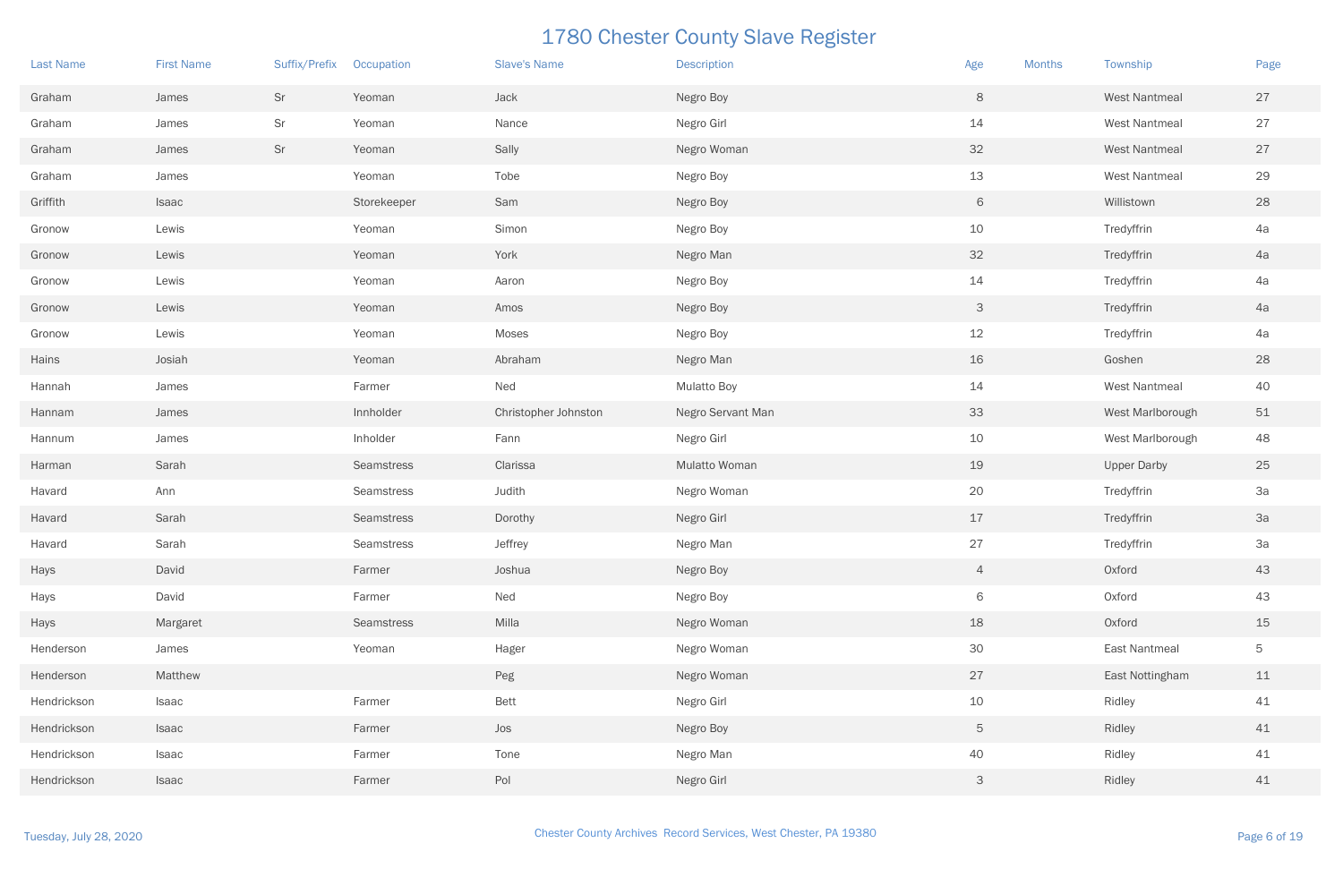# 1780 Chester County Slave Register

| Last Name | First Name | Suffix/Prefix | Occupation | Slave's Name | Description | Age | Months | Township | Page |
|---|---|---|---|---|---|---|---|---|---|
| Graham | James | Sr | Yeoman | Jack | Negro Boy | 8 | | West Nantmeal | 27 |
| Graham | James | Sr | Yeoman | Nance | Negro Girl | 14 | | West Nantmeal | 27 |
| Graham | James | Sr | Yeoman | Sally | Negro Woman | 32 | | West Nantmeal | 27 |
| Graham | James | | Yeoman | Tobe | Negro Boy | 13 | | West Nantmeal | 29 |
| Griffith | Isaac | | Storekeeper | Sam | Negro Boy | 6 | | Willistown | 28 |
| Gronow | Lewis | | Yeoman | Simon | Negro Boy | 10 | | Tredyffrin | 4a |
| Gronow | Lewis | | Yeoman | York | Negro Man | 32 | | Tredyffrin | 4a |
| Gronow | Lewis | | Yeoman | Aaron | Negro Boy | 14 | | Tredyffrin | 4a |
| Gronow | Lewis | | Yeoman | Amos | Negro Boy | 3 | | Tredyffrin | 4a |
| Gronow | Lewis | | Yeoman | Moses | Negro Boy | 12 | | Tredyffrin | 4a |
| Hains | Josiah | | Yeoman | Abraham | Negro Man | 16 | | Goshen | 28 |
| Hannah | James | | Farmer | Ned | Mulatto Boy | 14 | | West Nantmeal | 40 |
| Hannam | James | | Innholder | Christopher Johnston | Negro Servant Man | 33 | | West Marlborough | 51 |
| Hannum | James | | Inholder | Fann | Negro Girl | 10 | | West Marlborough | 48 |
| Harman | Sarah | | Seamstress | Clarissa | Mulatto Woman | 19 | | Upper Darby | 25 |
| Havard | Ann | | Seamstress | Judith | Negro Woman | 20 | | Tredyffrin | 3a |
| Havard | Sarah | | Seamstress | Dorothy | Negro Girl | 17 | | Tredyffrin | 3a |
| Havard | Sarah | | Seamstress | Jeffrey | Negro Man | 27 | | Tredyffrin | 3a |
| Hays | David | | Farmer | Joshua | Negro Boy | 4 | | Oxford | 43 |
| Hays | David | | Farmer | Ned | Negro Boy | 6 | | Oxford | 43 |
| Hays | Margaret | | Seamstress | Milla | Negro Woman | 18 | | Oxford | 15 |
| Henderson | James | | Yeoman | Hager | Negro Woman | 30 | | East Nantmeal | 5 |
| Henderson | Matthew | | | Peg | Negro Woman | 27 | | East Nottingham | 11 |
| Hendrickson | Isaac | | Farmer | Bett | Negro Girl | 10 | | Ridley | 41 |
| Hendrickson | Isaac | | Farmer | Jos | Negro Boy | 5 | | Ridley | 41 |
| Hendrickson | Isaac | | Farmer | Tone | Negro Man | 40 | | Ridley | 41 |
| Hendrickson | Isaac | | Farmer | Pol | Negro Girl | 3 | | Ridley | 41 |

Tuesday, July 28, 2020

Chester County Archives Record Services, West Chester, PA 19380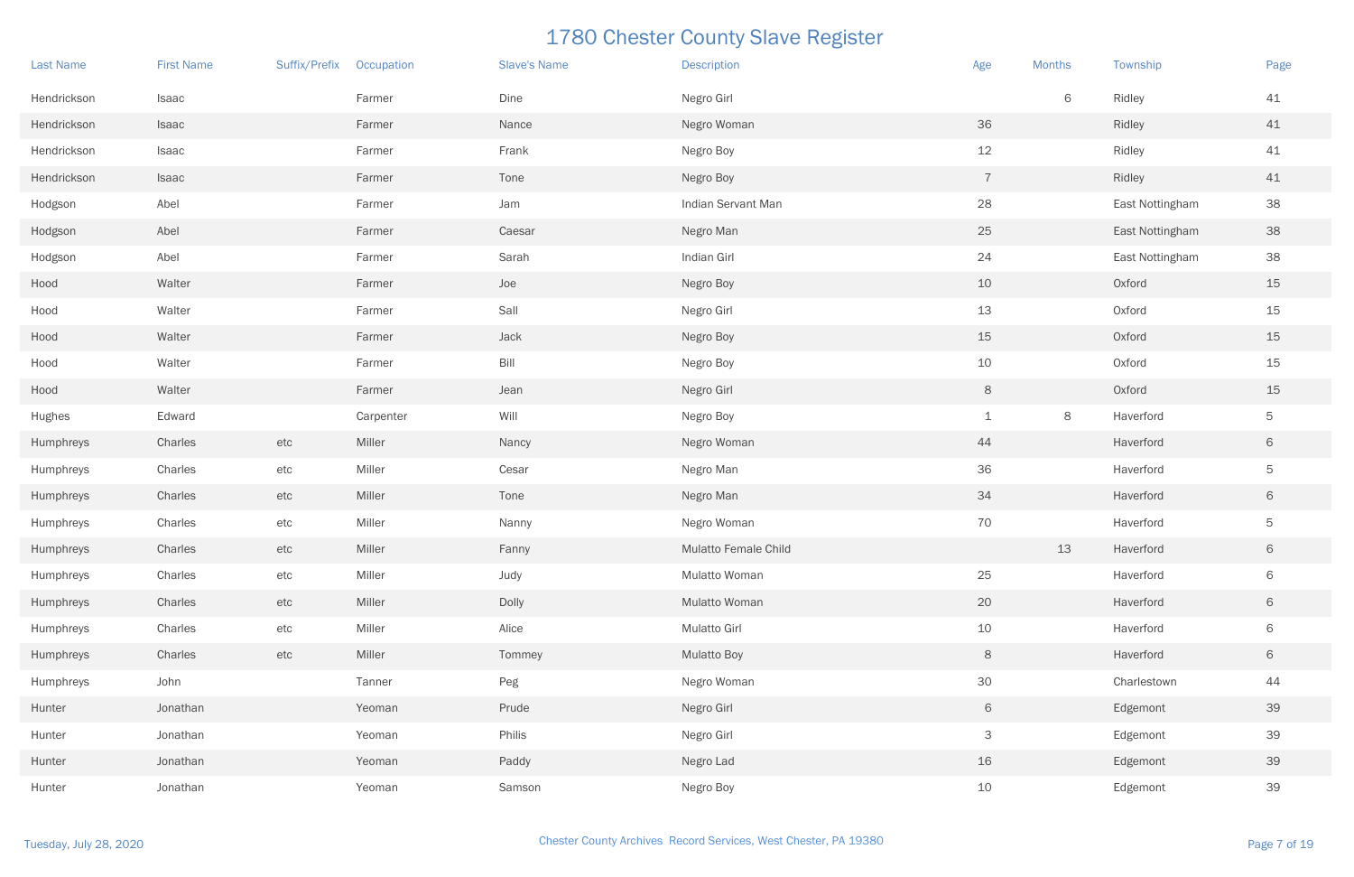# 1780 Chester County Slave Register

| Last Name | First Name | Suffix/Prefix | Occupation | Slave's Name | Description | Age | Months | Township | Page |
|---|---|---|---|---|---|---|---|---|---|
| Hendrickson | Isaac | | Farmer | Dine | Negro Girl | | 6 | Ridley | 41 |
| Hendrickson | Isaac | | Farmer | Nance | Negro Woman | 36 | | Ridley | 41 |
| Hendrickson | Isaac | | Farmer | Frank | Negro Boy | 12 | | Ridley | 41 |
| Hendrickson | Isaac | | Farmer | Tone | Negro Boy | 7 | | Ridley | 41 |
| Hodgson | Abel | | Farmer | Jam | Indian Servant Man | 28 | | East Nottingham | 38 |
| Hodgson | Abel | | Farmer | Caesar | Negro Man | 25 | | East Nottingham | 38 |
| Hodgson | Abel | | Farmer | Sarah | Indian Girl | 24 | | East Nottingham | 38 |
| Hood | Walter | | Farmer | Joe | Negro Boy | 10 | | Oxford | 15 |
| Hood | Walter | | Farmer | Sall | Negro Girl | 13 | | Oxford | 15 |
| Hood | Walter | | Farmer | Jack | Negro Boy | 15 | | Oxford | 15 |
| Hood | Walter | | Farmer | Bill | Negro Boy | 10 | | Oxford | 15 |
| Hood | Walter | | Farmer | Jean | Negro Girl | 8 | | Oxford | 15 |
| Hughes | Edward | | Carpenter | Will | Negro Boy | 1 | 8 | Haverford | 5 |
| Humphreys | Charles | etc | Miller | Nancy | Negro Woman | 44 | | Haverford | 6 |
| Humphreys | Charles | etc | Miller | Cesar | Negro Man | 36 | | Haverford | 5 |
| Humphreys | Charles | etc | Miller | Tone | Negro Man | 34 | | Haverford | 6 |
| Humphreys | Charles | etc | Miller | Nanny | Negro Woman | 70 | | Haverford | 5 |
| Humphreys | Charles | etc | Miller | Fanny | Mulatto Female Child | | 13 | Haverford | 6 |
| Humphreys | Charles | etc | Miller | Judy | Mulatto Woman | 25 | | Haverford | 6 |
| Humphreys | Charles | etc | Miller | Dolly | Mulatto Woman | 20 | | Haverford | 6 |
| Humphreys | Charles | etc | Miller | Alice | Mulatto Girl | 10 | | Haverford | 6 |
| Humphreys | Charles | etc | Miller | Tommey | Mulatto Boy | 8 | | Haverford | 6 |
| Humphreys | John | | Tanner | Peg | Negro Woman | 30 | | Charlestown | 44 |
| Hunter | Jonathan | | Yeoman | Prude | Negro Girl | 6 | | Edgemont | 39 |
| Hunter | Jonathan | | Yeoman | Philis | Negro Girl | 3 | | Edgemont | 39 |
| Hunter | Jonathan | | Yeoman | Paddy | Negro Lad | 16 | | Edgemont | 39 |
| Hunter | Jonathan | | Yeoman | Samson | Negro Boy | 10 | | Edgemont | 39 |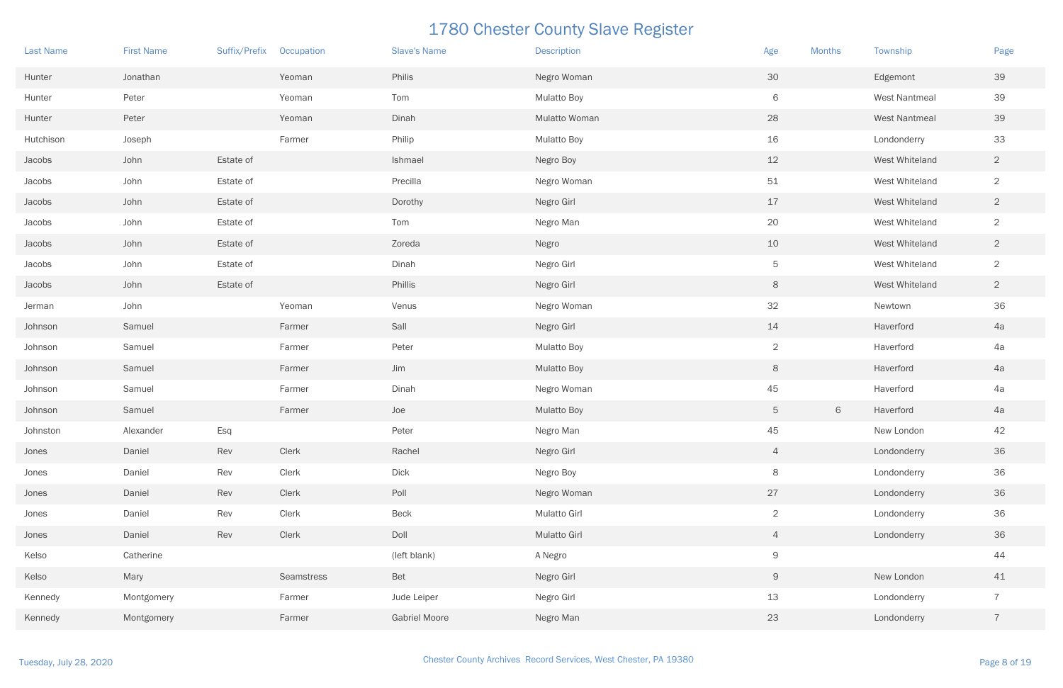# 1780 Chester County Slave Register

| Last Name | First Name | Suffix/Prefix | Occupation | Slave's Name | Description | Age | Months | Township | Page |
|---|---|---|---|---|---|---|---|---|---|
| Hunter | Jonathan | | Yeoman | Philis | Negro Woman | 30 | | Edgemont | 39 |
| Hunter | Peter | | Yeoman | Tom | Mulatto Boy | 6 | | West Nantmeal | 39 |
| Hunter | Peter | | Yeoman | Dinah | Mulatto Woman | 28 | | West Nantmeal | 39 |
| Hutchison | Joseph | | Farmer | Philip | Mulatto Boy | 16 | | Londonderry | 33 |
| Jacobs | John | Estate of | | Ishmael | Negro Boy | 12 | | West Whiteland | 2 |
| Jacobs | John | Estate of | | Precilla | Negro Woman | 51 | | West Whiteland | 2 |
| Jacobs | John | Estate of | | Dorothy | Negro Girl | 17 | | West Whiteland | 2 |
| Jacobs | John | Estate of | | Tom | Negro Man | 20 | | West Whiteland | 2 |
| Jacobs | John | Estate of | | Zoreda | Negro | 10 | | West Whiteland | 2 |
| Jacobs | John | Estate of | | Dinah | Negro Girl | 5 | | West Whiteland | 2 |
| Jacobs | John | Estate of | | Phillis | Negro Girl | 8 | | West Whiteland | 2 |
| Jerman | John | | Yeoman | Venus | Negro Woman | 32 | | Newtown | 36 |
| Johnson | Samuel | | Farmer | Sall | Negro Girl | 14 | | Haverford | 4a |
| Johnson | Samuel | | Farmer | Peter | Mulatto Boy | 2 | | Haverford | 4a |
| Johnson | Samuel | | Farmer | Jim | Mulatto Boy | 8 | | Haverford | 4a |
| Johnson | Samuel | | Farmer | Dinah | Negro Woman | 45 | | Haverford | 4a |
| Johnson | Samuel | | Farmer | Joe | Mulatto Boy | 5 | 6 | Haverford | 4a |
| Johnston | Alexander | Esq | | Peter | Negro Man | 45 | | New London | 42 |
| Jones | Daniel | Rev | Clerk | Rachel | Negro Girl | 4 | | Londonderry | 36 |
| Jones | Daniel | Rev | Clerk | Dick | Negro Boy | 8 | | Londonderry | 36 |
| Jones | Daniel | Rev | Clerk | Poll | Negro Woman | 27 | | Londonderry | 36 |
| Jones | Daniel | Rev | Clerk | Beck | Mulatto Girl | 2 | | Londonderry | 36 |
| Jones | Daniel | Rev | Clerk | Doll | Mulatto Girl | 4 | | Londonderry | 36 |
| Kelso | Catherine | | | (left blank) | A Negro | 9 | | | 44 |
| Kelso | Mary | | Seamstress | Bet | Negro Girl | 9 | | New London | 41 |
| Kennedy | Montgomery | | Farmer | Jude Leiper | Negro Girl | 13 | | Londonderry | 7 |
| Kennedy | Montgomery | | Farmer | Gabriel Moore | Negro Man | 23 | | Londonderry | 7 |

Tuesday, July 28, 2020 — Chester County Archives Record Services, West Chester, PA 19380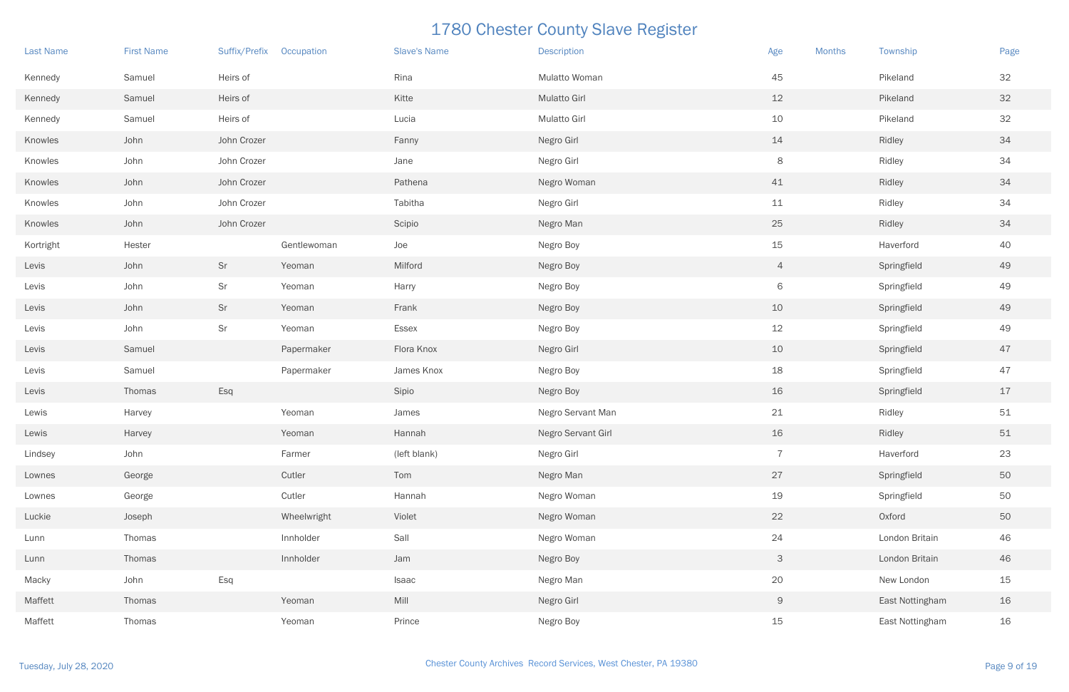# 1780 Chester County Slave Register

| Last Name | First Name | Suffix/Prefix | Occupation | Slave's Name | Description | Age | Months | Township | Page |
|---|---|---|---|---|---|---|---|---|---|
| Kennedy | Samuel | Heirs of | | Rina | Mulatto Woman | 45 | | Pikeland | 32 |
| Kennedy | Samuel | Heirs of | | Kitte | Mulatto Girl | 12 | | Pikeland | 32 |
| Kennedy | Samuel | Heirs of | | Lucia | Mulatto Girl | 10 | | Pikeland | 32 |
| Knowles | John | John Crozer | | Fanny | Negro Girl | 14 | | Ridley | 34 |
| Knowles | John | John Crozer | | Jane | Negro Girl | 8 | | Ridley | 34 |
| Knowles | John | John Crozer | | Pathena | Negro Woman | 41 | | Ridley | 34 |
| Knowles | John | John Crozer | | Tabitha | Negro Girl | 11 | | Ridley | 34 |
| Knowles | John | John Crozer | | Scipio | Negro Man | 25 | | Ridley | 34 |
| Kortright | Hester | | Gentlewoman | Joe | Negro Boy | 15 | | Haverford | 40 |
| Levis | John | Sr | Yeoman | Milford | Negro Boy | 4 | | Springfield | 49 |
| Levis | John | Sr | Yeoman | Harry | Negro Boy | 6 | | Springfield | 49 |
| Levis | John | Sr | Yeoman | Frank | Negro Boy | 10 | | Springfield | 49 |
| Levis | John | Sr | Yeoman | Essex | Negro Boy | 12 | | Springfield | 49 |
| Levis | Samuel | | Papermaker | Flora Knox | Negro Girl | 10 | | Springfield | 47 |
| Levis | Samuel | | Papermaker | James Knox | Negro Boy | 18 | | Springfield | 47 |
| Levis | Thomas | Esq | | Sipio | Negro Boy | 16 | | Springfield | 17 |
| Lewis | Harvey | | Yeoman | James | Negro Servant Man | 21 | | Ridley | 51 |
| Lewis | Harvey | | Yeoman | Hannah | Negro Servant Girl | 16 | | Ridley | 51 |
| Lindsey | John | | Farmer | (left blank) | Negro Girl | 7 | | Haverford | 23 |
| Lownes | George | | Cutler | Tom | Negro Man | 27 | | Springfield | 50 |
| Lownes | George | | Cutler | Hannah | Negro Woman | 19 | | Springfield | 50 |
| Luckie | Joseph | | Wheelwright | Violet | Negro Woman | 22 | | Oxford | 50 |
| Lunn | Thomas | | Innholder | Sall | Negro Woman | 24 | | London Britain | 46 |
| Lunn | Thomas | | Innholder | Jam | Negro Boy | 3 | | London Britain | 46 |
| Macky | John | Esq | | Isaac | Negro Man | 20 | | New London | 15 |
| Maffett | Thomas | | Yeoman | Mill | Negro Girl | 9 | | East Nottingham | 16 |
| Maffett | Thomas | | Yeoman | Prince | Negro Boy | 15 | | East Nottingham | 16 |

Tuesday, July 28, 2020 — Chester County Archives Record Services, West Chester, PA 19380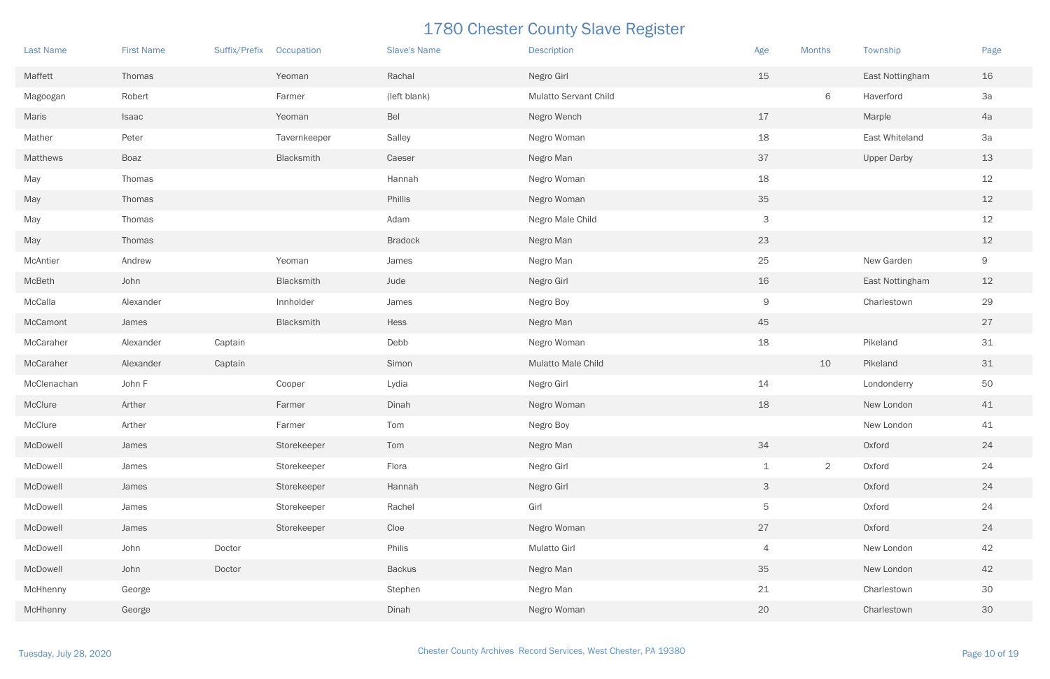# 1780 Chester County Slave Register

| Last Name | First Name | Suffix/Prefix | Occupation | Slave's Name | Description | Age | Months | Township | Page |
|---|---|---|---|---|---|---|---|---|---|
| Maffett | Thomas | | Yeoman | Rachal | Negro Girl | 15 | | East Nottingham | 16 |
| Magoogan | Robert | | Farmer | (left blank) | Mulatto Servant Child | | 6 | Haverford | 3a |
| Maris | Isaac | | Yeoman | Bel | Negro Wench | 17 | | Marple | 4a |
| Mather | Peter | | Tavernkeeper | Salley | Negro Woman | 18 | | East Whiteland | 3a |
| Matthews | Boaz | | Blacksmith | Caeser | Negro Man | 37 | | Upper Darby | 13 |
| May | Thomas | | | Hannah | Negro Woman | 18 | | | 12 |
| May | Thomas | | | Phillis | Negro Woman | 35 | | | 12 |
| May | Thomas | | | Adam | Negro Male Child | 3 | | | 12 |
| May | Thomas | | | Bradock | Negro Man | 23 | | | 12 |
| McAntier | Andrew | | Yeoman | James | Negro Man | 25 | | New Garden | 9 |
| McBeth | John | | Blacksmith | Jude | Negro Girl | 16 | | East Nottingham | 12 |
| McCalla | Alexander | | Innholder | James | Negro Boy | 9 | | Charlestown | 29 |
| McCamont | James | | Blacksmith | Hess | Negro Man | 45 | | | 27 |
| McCaraher | Alexander | Captain | | Debb | Negro Woman | 18 | | Pikeland | 31 |
| McCaraher | Alexander | Captain | | Simon | Mulatto Male Child | | 10 | Pikeland | 31 |
| McClenachan | John F | | Cooper | Lydia | Negro Girl | 14 | | Londonderry | 50 |
| McClure | Arther | | Farmer | Dinah | Negro Woman | 18 | | New London | 41 |
| McClure | Arther | | Farmer | Tom | Negro Boy | | | New London | 41 |
| McDowell | James | | Storekeeper | Tom | Negro Man | 34 | | Oxford | 24 |
| McDowell | James | | Storekeeper | Flora | Negro Girl | 1 | 2 | Oxford | 24 |
| McDowell | James | | Storekeeper | Hannah | Negro Girl | 3 | | Oxford | 24 |
| McDowell | James | | Storekeeper | Rachel | Girl | 5 | | Oxford | 24 |
| McDowell | James | | Storekeeper | Cloe | Negro Woman | 27 | | Oxford | 24 |
| McDowell | John | Doctor | | Philis | Mulatto Girl | 4 | | New London | 42 |
| McDowell | John | Doctor | | Backus | Negro Man | 35 | | New London | 42 |
| McHhenny | George | | | Stephen | Negro Man | 21 | | Charlestown | 30 |
| McHhenny | George | | | Dinah | Negro Woman | 20 | | Charlestown | 30 |

Tuesday, July 28, 2020

Chester County Archives Record Services, West Chester, PA 19380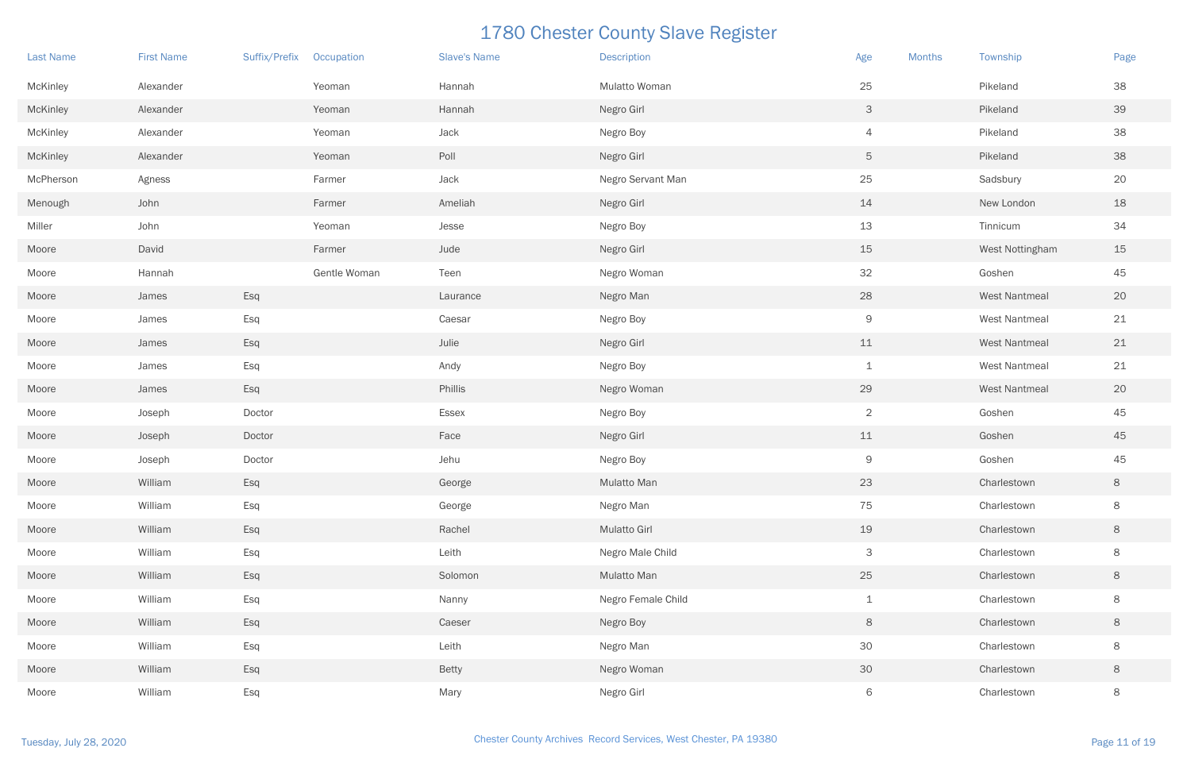# 1780 Chester County Slave Register

| Last Name | First Name | Suffix/Prefix | Occupation | Slave's Name | Description | Age | Months | Township | Page |
|---|---|---|---|---|---|---|---|---|---|
| McKinley | Alexander | | Yeoman | Hannah | Mulatto Woman | 25 | | Pikeland | 38 |
| McKinley | Alexander | | Yeoman | Hannah | Negro Girl | 3 | | Pikeland | 39 |
| McKinley | Alexander | | Yeoman | Jack | Negro Boy | 4 | | Pikeland | 38 |
| McKinley | Alexander | | Yeoman | Poll | Negro Girl | 5 | | Pikeland | 38 |
| McPherson | Agness | | Farmer | Jack | Negro Servant Man | 25 | | Sadsbury | 20 |
| Menough | John | | Farmer | Ameliah | Negro Girl | 14 | | New London | 18 |
| Miller | John | | Yeoman | Jesse | Negro Boy | 13 | | Tinnicum | 34 |
| Moore | David | | Farmer | Jude | Negro Girl | 15 | | West Nottingham | 15 |
| Moore | Hannah | | Gentle Woman | Teen | Negro Woman | 32 | | Goshen | 45 |
| Moore | James | Esq | | Laurance | Negro Man | 28 | | West Nantmeal | 20 |
| Moore | James | Esq | | Caesar | Negro Boy | 9 | | West Nantmeal | 21 |
| Moore | James | Esq | | Julie | Negro Girl | 11 | | West Nantmeal | 21 |
| Moore | James | Esq | | Andy | Negro Boy | 1 | | West Nantmeal | 21 |
| Moore | James | Esq | | Phillis | Negro Woman | 29 | | West Nantmeal | 20 |
| Moore | Joseph | Doctor | | Essex | Negro Boy | 2 | | Goshen | 45 |
| Moore | Joseph | Doctor | | Face | Negro Girl | 11 | | Goshen | 45 |
| Moore | Joseph | Doctor | | Jehu | Negro Boy | 9 | | Goshen | 45 |
| Moore | William | Esq | | George | Mulatto Man | 23 | | Charlestown | 8 |
| Moore | William | Esq | | George | Negro Man | 75 | | Charlestown | 8 |
| Moore | William | Esq | | Rachel | Mulatto Girl | 19 | | Charlestown | 8 |
| Moore | William | Esq | | Leith | Negro Male Child | 3 | | Charlestown | 8 |
| Moore | William | Esq | | Solomon | Mulatto Man | 25 | | Charlestown | 8 |
| Moore | William | Esq | | Nanny | Negro Female Child | 1 | | Charlestown | 8 |
| Moore | William | Esq | | Caeser | Negro Boy | 8 | | Charlestown | 8 |
| Moore | William | Esq | | Leith | Negro Man | 30 | | Charlestown | 8 |
| Moore | William | Esq | | Betty | Negro Woman | 30 | | Charlestown | 8 |
| Moore | William | Esq | | Mary | Negro Girl | 6 | | Charlestown | 8 |

Tuesday, July 28, 2020

Chester County Archives Record Services, West Chester, PA 19380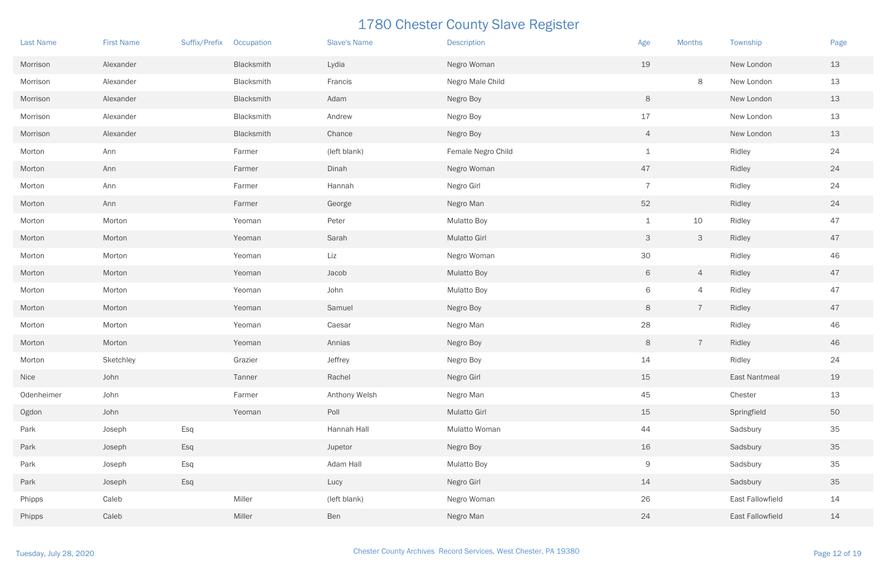# 1780 Chester County Slave Register

| Last Name | First Name | Suffix/Prefix | Occupation | Slave's Name | Description | Age | Months | Township | Page |
|---|---|---|---|---|---|---|---|---|---|
| Morrison | Alexander | | Blacksmith | Lydia | Negro Woman | 19 | | New London | 13 |
| Morrison | Alexander | | Blacksmith | Francis | Negro Male Child | | 8 | New London | 13 |
| Morrison | Alexander | | Blacksmith | Adam | Negro Boy | 8 | | New London | 13 |
| Morrison | Alexander | | Blacksmith | Andrew | Negro Boy | 17 | | New London | 13 |
| Morrison | Alexander | | Blacksmith | Chance | Negro Boy | 4 | | New London | 13 |
| Morton | Ann | | Farmer | (left blank) | Female Negro Child | 1 | | Ridley | 24 |
| Morton | Ann | | Farmer | Dinah | Negro Woman | 47 | | Ridley | 24 |
| Morton | Ann | | Farmer | Hannah | Negro Girl | 7 | | Ridley | 24 |
| Morton | Ann | | Farmer | George | Negro Man | 52 | | Ridley | 24 |
| Morton | Morton | | Yeoman | Peter | Mulatto Boy | 1 | 10 | Ridley | 47 |
| Morton | Morton | | Yeoman | Sarah | Mulatto Girl | 3 | 3 | Ridley | 47 |
| Morton | Morton | | Yeoman | Liz | Negro Woman | 30 | | Ridley | 46 |
| Morton | Morton | | Yeoman | Jacob | Mulatto Boy | 6 | 4 | Ridley | 47 |
| Morton | Morton | | Yeoman | John | Mulatto Boy | 6 | 4 | Ridley | 47 |
| Morton | Morton | | Yeoman | Samuel | Negro Boy | 8 | 7 | Ridley | 47 |
| Morton | Morton | | Yeoman | Caesar | Negro Man | 28 | | Ridley | 46 |
| Morton | Morton | | Yeoman | Annias | Negro Boy | 8 | 7 | Ridley | 46 |
| Morton | Sketchley | | Grazier | Jeffrey | Negro Boy | 14 | | Ridley | 24 |
| Nice | John | | Tanner | Rachel | Negro Girl | 15 | | East Nantmeal | 19 |
| Odenheimer | John | | Farmer | Anthony Welsh | Negro Man | 45 | | Chester | 13 |
| Ogdon | John | | Yeoman | Poll | Mulatto Girl | 15 | | Springfield | 50 |
| Park | Joseph | Esq | | Hannah Hall | Mulatto Woman | 44 | | Sadsbury | 35 |
| Park | Joseph | Esq | | Jupetor | Negro Boy | 16 | | Sadsbury | 35 |
| Park | Joseph | Esq | | Adam Hall | Mulatto Boy | 9 | | Sadsbury | 35 |
| Park | Joseph | Esq | | Lucy | Negro Girl | 14 | | Sadsbury | 35 |
| Phipps | Caleb | | Miller | (left blank) | Negro Woman | 26 | | East Fallowfield | 14 |
| Phipps | Caleb | | Miller | Ben | Negro Man | 24 | | East Fallowfield | 14 |

Chester County Archives Record Services, West Chester, PA 19380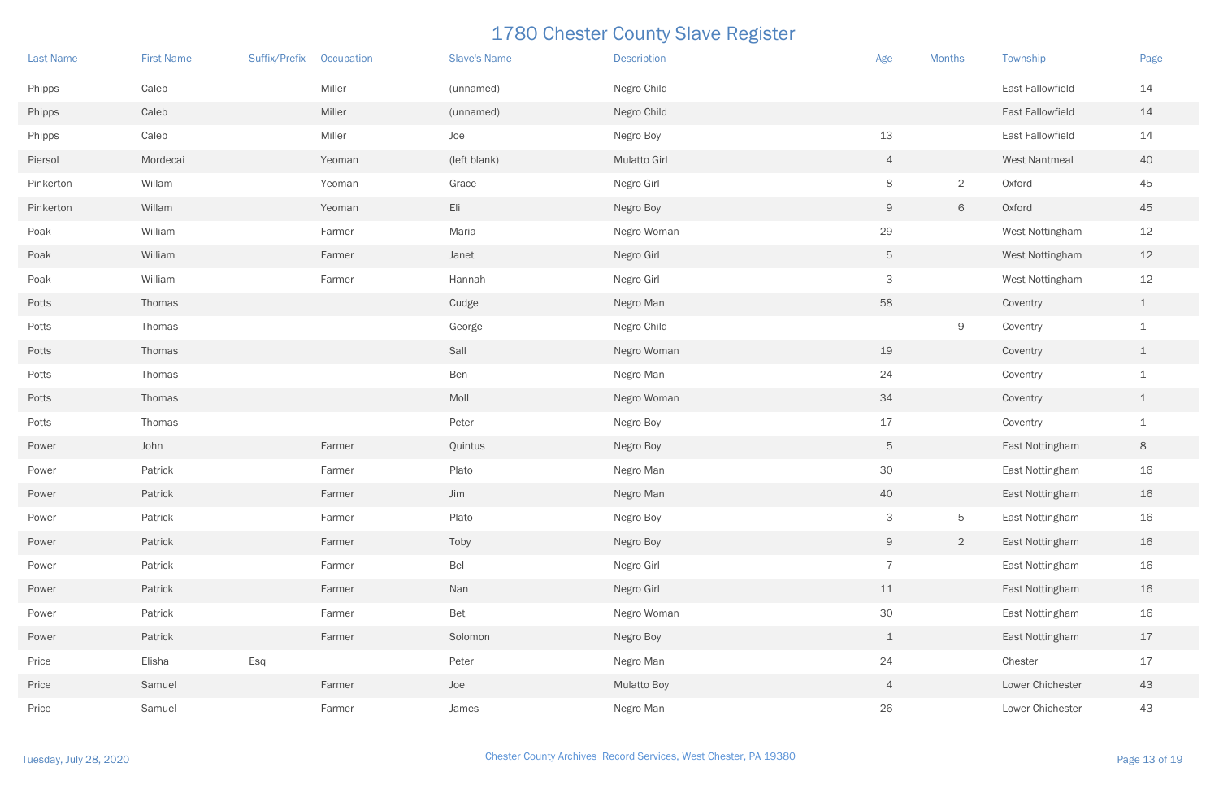# 1780 Chester County Slave Register

| Last Name | First Name | Suffix/Prefix | Occupation | Slave's Name | Description | Age | Months | Township | Page |
|---|---|---|---|---|---|---|---|---|---|
| Phipps | Caleb | | Miller | (unnamed) | Negro Child | | | East Fallowfield | 14 |
| Phipps | Caleb | | Miller | (unnamed) | Negro Child | | | East Fallowfield | 14 |
| Phipps | Caleb | | Miller | Joe | Negro Boy | 13 | | East Fallowfield | 14 |
| Piersol | Mordecai | | Yeoman | (left blank) | Mulatto Girl | 4 | | West Nantmeal | 40 |
| Pinkerton | Willam | | Yeoman | Grace | Negro Girl | 8 | 2 | Oxford | 45 |
| Pinkerton | Willam | | Yeoman | Eli | Negro Boy | 9 | 6 | Oxford | 45 |
| Poak | William | | Farmer | Maria | Negro Woman | 29 | | West Nottingham | 12 |
| Poak | William | | Farmer | Janet | Negro Girl | 5 | | West Nottingham | 12 |
| Poak | William | | Farmer | Hannah | Negro Girl | 3 | | West Nottingham | 12 |
| Potts | Thomas | | | Cudge | Negro Man | 58 | | Coventry | 1 |
| Potts | Thomas | | | George | Negro Child | | 9 | Coventry | 1 |
| Potts | Thomas | | | Sall | Negro Woman | 19 | | Coventry | 1 |
| Potts | Thomas | | | Ben | Negro Man | 24 | | Coventry | 1 |
| Potts | Thomas | | | Moll | Negro Woman | 34 | | Coventry | 1 |
| Potts | Thomas | | | Peter | Negro Boy | 17 | | Coventry | 1 |
| Power | John | | Farmer | Quintus | Negro Boy | 5 | | East Nottingham | 8 |
| Power | Patrick | | Farmer | Plato | Negro Man | 30 | | East Nottingham | 16 |
| Power | Patrick | | Farmer | Jim | Negro Man | 40 | | East Nottingham | 16 |
| Power | Patrick | | Farmer | Plato | Negro Boy | 3 | 5 | East Nottingham | 16 |
| Power | Patrick | | Farmer | Toby | Negro Boy | 9 | 2 | East Nottingham | 16 |
| Power | Patrick | | Farmer | Bel | Negro Girl | 7 | | East Nottingham | 16 |
| Power | Patrick | | Farmer | Nan | Negro Girl | 11 | | East Nottingham | 16 |
| Power | Patrick | | Farmer | Bet | Negro Woman | 30 | | East Nottingham | 16 |
| Power | Patrick | | Farmer | Solomon | Negro Boy | 1 | | East Nottingham | 17 |
| Price | Elisha | Esq | | Peter | Negro Man | 24 | | Chester | 17 |
| Price | Samuel | | Farmer | Joe | Mulatto Boy | 4 | | Lower Chichester | 43 |
| Price | Samuel | | Farmer | James | Negro Man | 26 | | Lower Chichester | 43 |

Tuesday, July 28, 2020 Chester County Archives Record Services, West Chester, PA 19380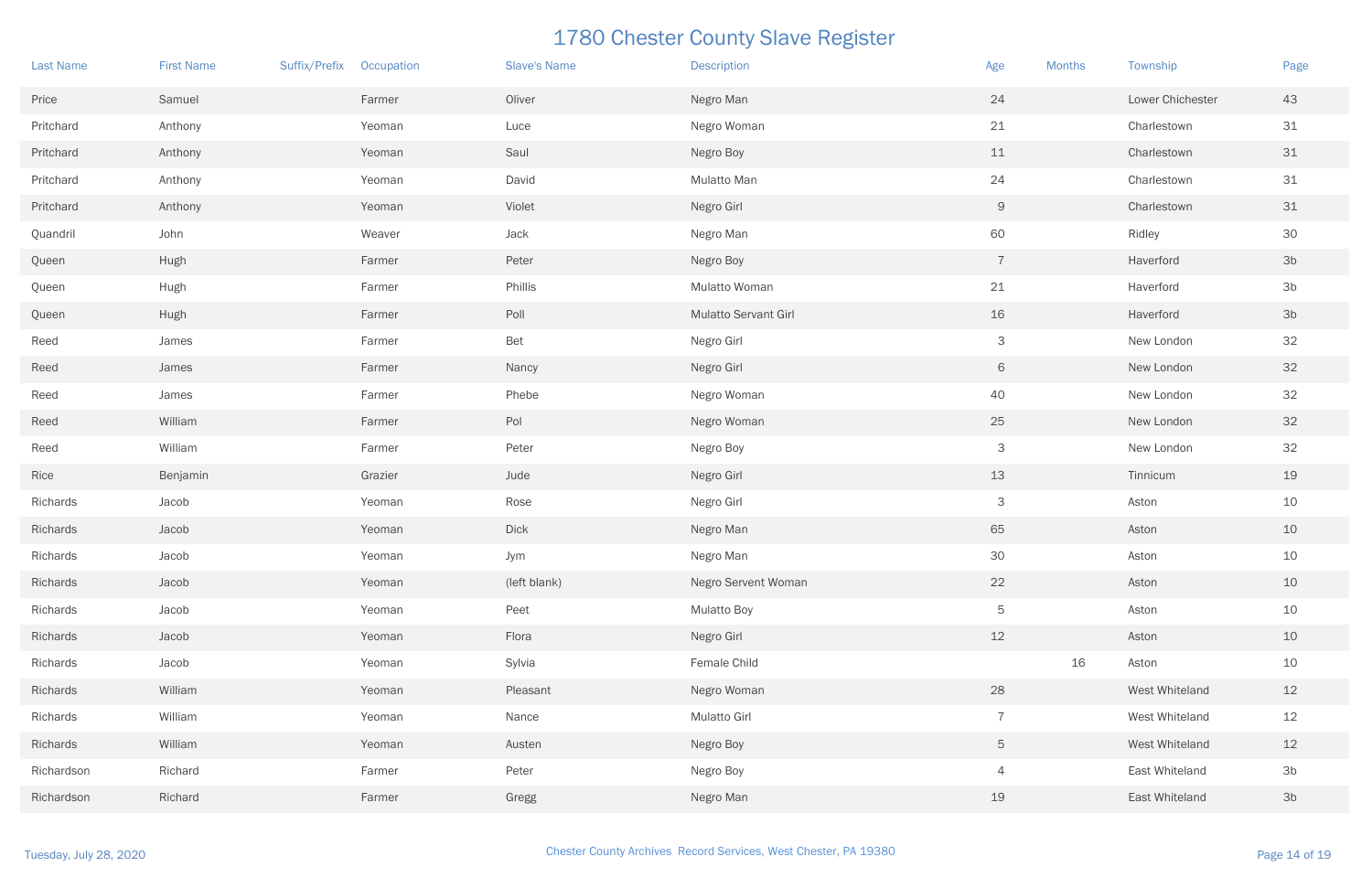# 1780 Chester County Slave Register

| Last Name | First Name | Suffix/Prefix | Occupation | Slave's Name | Description | Age | Months | Township | Page |
|---|---|---|---|---|---|---|---|---|---|
| Price | Samuel | | Farmer | Oliver | Negro Man | 24 | | Lower Chichester | 43 |
| Pritchard | Anthony | | Yeoman | Luce | Negro Woman | 21 | | Charlestown | 31 |
| Pritchard | Anthony | | Yeoman | Saul | Negro Boy | 11 | | Charlestown | 31 |
| Pritchard | Anthony | | Yeoman | David | Mulatto Man | 24 | | Charlestown | 31 |
| Pritchard | Anthony | | Yeoman | Violet | Negro Girl | 9 | | Charlestown | 31 |
| Quandril | John | | Weaver | Jack | Negro Man | 60 | | Ridley | 30 |
| Queen | Hugh | | Farmer | Peter | Negro Boy | 7 | | Haverford | 3b |
| Queen | Hugh | | Farmer | Phillis | Mulatto Woman | 21 | | Haverford | 3b |
| Queen | Hugh | | Farmer | Poll | Mulatto Servant Girl | 16 | | Haverford | 3b |
| Reed | James | | Farmer | Bet | Negro Girl | 3 | | New London | 32 |
| Reed | James | | Farmer | Nancy | Negro Girl | 6 | | New London | 32 |
| Reed | James | | Farmer | Phebe | Negro Woman | 40 | | New London | 32 |
| Reed | William | | Farmer | Pol | Negro Woman | 25 | | New London | 32 |
| Reed | William | | Farmer | Peter | Negro Boy | 3 | | New London | 32 |
| Rice | Benjamin | | Grazier | Jude | Negro Girl | 13 | | Tinnicum | 19 |
| Richards | Jacob | | Yeoman | Rose | Negro Girl | 3 | | Aston | 10 |
| Richards | Jacob | | Yeoman | Dick | Negro Man | 65 | | Aston | 10 |
| Richards | Jacob | | Yeoman | Jym | Negro Man | 30 | | Aston | 10 |
| Richards | Jacob | | Yeoman | (left blank) | Negro Servent Woman | 22 | | Aston | 10 |
| Richards | Jacob | | Yeoman | Peet | Mulatto Boy | 5 | | Aston | 10 |
| Richards | Jacob | | Yeoman | Flora | Negro Girl | 12 | | Aston | 10 |
| Richards | Jacob | | Yeoman | Sylvia | Female Child | | 16 | Aston | 10 |
| Richards | William | | Yeoman | Pleasant | Negro Woman | 28 | | West Whiteland | 12 |
| Richards | William | | Yeoman | Nance | Mulatto Girl | 7 | | West Whiteland | 12 |
| Richards | William | | Yeoman | Austen | Negro Boy | 5 | | West Whiteland | 12 |
| Richardson | Richard | | Farmer | Peter | Negro Boy | 4 | | East Whiteland | 3b |
| Richardson | Richard | | Farmer | Gregg | Negro Man | 19 | | East Whiteland | 3b |

Tuesday, July 28, 2020 Chester County Archives Record Services, West Chester, PA 19380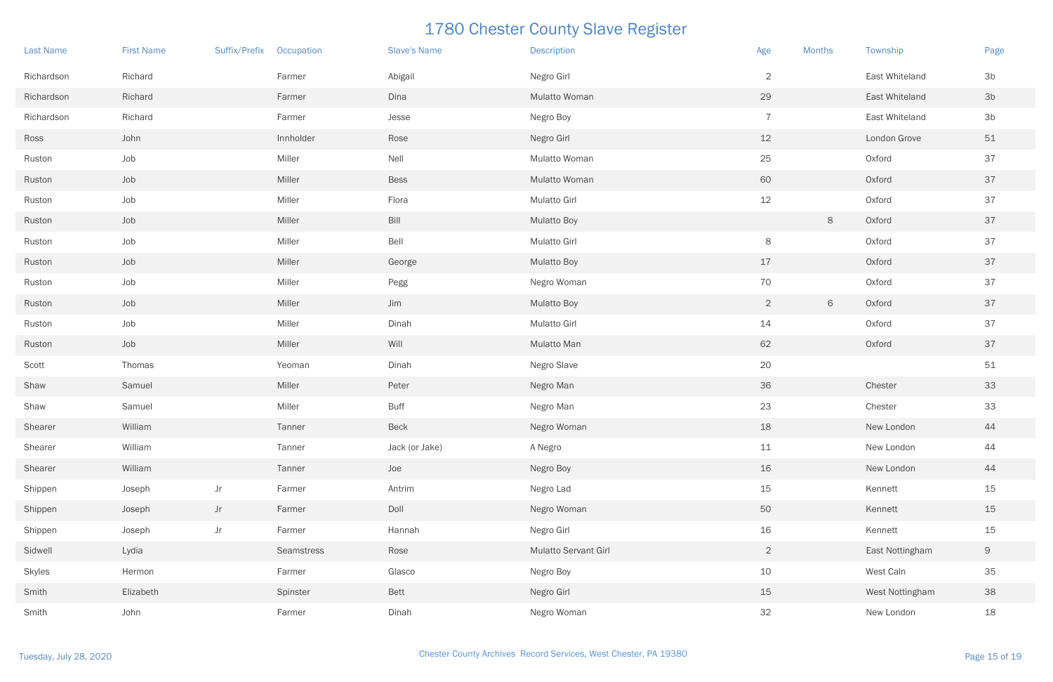# 1780 Chester County Slave Register

| Last Name | First Name | Suffix/Prefix | Occupation | Slave's Name | Description | Age | Months | Township | Page |
|---|---|---|---|---|---|---|---|---|---|
| Richardson | Richard | | Farmer | Abigail | Negro Girl | 2 | | East Whiteland | 3b |
| Richardson | Richard | | Farmer | Dina | Mulatto Woman | 29 | | East Whiteland | 3b |
| Richardson | Richard | | Farmer | Jesse | Negro Boy | 7 | | East Whiteland | 3b |
| Ross | John | | Innholder | Rose | Negro Girl | 12 | | London Grove | 51 |
| Ruston | Job | | Miller | Nell | Mulatto Woman | 25 | | Oxford | 37 |
| Ruston | Job | | Miller | Bess | Mulatto Woman | 60 | | Oxford | 37 |
| Ruston | Job | | Miller | Flora | Mulatto Girl | 12 | | Oxford | 37 |
| Ruston | Job | | Miller | Bill | Mulatto Boy | | 8 | Oxford | 37 |
| Ruston | Job | | Miller | Bell | Mulatto Girl | 8 | | Oxford | 37 |
| Ruston | Job | | Miller | George | Mulatto Boy | 17 | | Oxford | 37 |
| Ruston | Job | | Miller | Pegg | Negro Woman | 70 | | Oxford | 37 |
| Ruston | Job | | Miller | Jim | Mulatto Boy | 2 | 6 | Oxford | 37 |
| Ruston | Job | | Miller | Dinah | Mulatto Girl | 14 | | Oxford | 37 |
| Ruston | Job | | Miller | Will | Mulatto Man | 62 | | Oxford | 37 |
| Scott | Thomas | | Yeoman | Dinah | Negro Slave | 20 | | | 51 |
| Shaw | Samuel | | Miller | Peter | Negro Man | 36 | | Chester | 33 |
| Shaw | Samuel | | Miller | Buff | Negro Man | 23 | | Chester | 33 |
| Shearer | William | | Tanner | Beck | Negro Woman | 18 | | New London | 44 |
| Shearer | William | | Tanner | Jack (or Jake) | A Negro | 11 | | New London | 44 |
| Shearer | William | | Tanner | Joe | Negro Boy | 16 | | New London | 44 |
| Shippen | Joseph | Jr | Farmer | Antrim | Negro Lad | 15 | | Kennett | 15 |
| Shippen | Joseph | Jr | Farmer | Doll | Negro Woman | 50 | | Kennett | 15 |
| Shippen | Joseph | Jr | Farmer | Hannah | Negro Girl | 16 | | Kennett | 15 |
| Sidwell | Lydia | | Seamstress | Rose | Mulatto Servant Girl | 2 | | East Nottingham | 9 |
| Skyles | Hermon | | Farmer | Glasco | Negro Boy | 10 | | West Caln | 35 |
| Smith | Elizabeth | | Spinster | Bett | Negro Girl | 15 | | West Nottingham | 38 |
| Smith | John | | Farmer | Dinah | Negro Woman | 32 | | New London | 18 |

Tuesday, July 28, 2020 — Chester County Archives Record Services, West Chester, PA 19380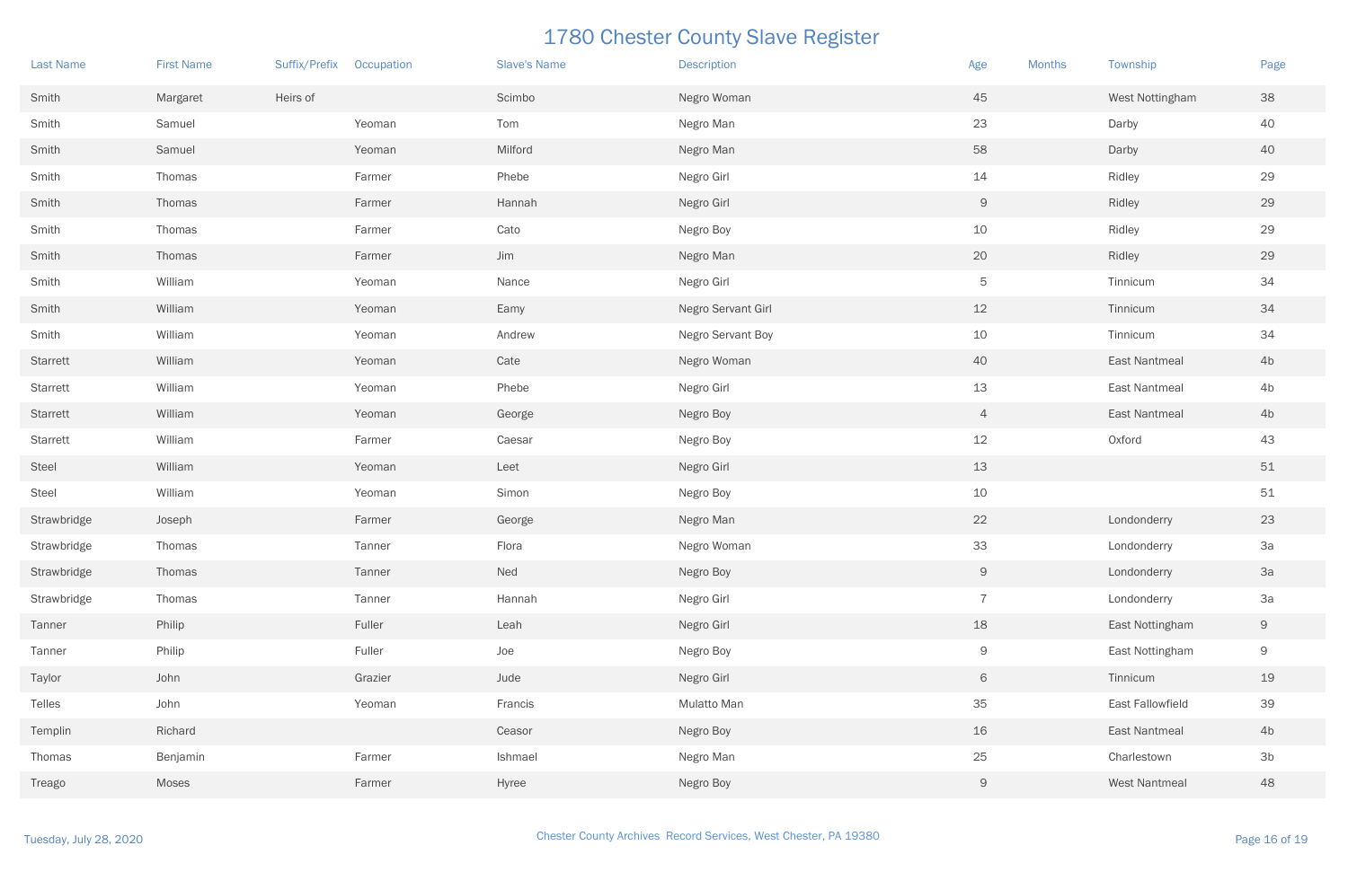# 1780 Chester County Slave Register

| Last Name | First Name | Suffix/Prefix | Occupation | Slave's Name | Description | Age | Months | Township | Page |
|---|---|---|---|---|---|---|---|---|---|
| Smith | Margaret | Heirs of | | Scimbo | Negro Woman | 45 | | West Nottingham | 38 |
| Smith | Samuel | | Yeoman | Tom | Negro Man | 23 | | Darby | 40 |
| Smith | Samuel | | Yeoman | Milford | Negro Man | 58 | | Darby | 40 |
| Smith | Thomas | | Farmer | Phebe | Negro Girl | 14 | | Ridley | 29 |
| Smith | Thomas | | Farmer | Hannah | Negro Girl | 9 | | Ridley | 29 |
| Smith | Thomas | | Farmer | Cato | Negro Boy | 10 | | Ridley | 29 |
| Smith | Thomas | | Farmer | Jim | Negro Man | 20 | | Ridley | 29 |
| Smith | William | | Yeoman | Nance | Negro Girl | 5 | | Tinnicum | 34 |
| Smith | William | | Yeoman | Eamy | Negro Servant Girl | 12 | | Tinnicum | 34 |
| Smith | William | | Yeoman | Andrew | Negro Servant Boy | 10 | | Tinnicum | 34 |
| Starrett | William | | Yeoman | Cate | Negro Woman | 40 | | East Nantmeal | 4b |
| Starrett | William | | Yeoman | Phebe | Negro Girl | 13 | | East Nantmeal | 4b |
| Starrett | William | | Yeoman | George | Negro Boy | 4 | | East Nantmeal | 4b |
| Starrett | William | | Farmer | Caesar | Negro Boy | 12 | | Oxford | 43 |
| Steel | William | | Yeoman | Leet | Negro Girl | 13 | | | 51 |
| Steel | William | | Yeoman | Simon | Negro Boy | 10 | | | 51 |
| Strawbridge | Joseph | | Farmer | George | Negro Man | 22 | | Londonderry | 23 |
| Strawbridge | Thomas | | Tanner | Flora | Negro Woman | 33 | | Londonderry | 3a |
| Strawbridge | Thomas | | Tanner | Ned | Negro Boy | 9 | | Londonderry | 3a |
| Strawbridge | Thomas | | Tanner | Hannah | Negro Girl | 7 | | Londonderry | 3a |
| Tanner | Philip | | Fuller | Leah | Negro Girl | 18 | | East Nottingham | 9 |
| Tanner | Philip | | Fuller | Joe | Negro Boy | 9 | | East Nottingham | 9 |
| Taylor | John | | Grazier | Jude | Negro Girl | 6 | | Tinnicum | 19 |
| Telles | John | | Yeoman | Francis | Mulatto Man | 35 | | East Fallowfield | 39 |
| Templin | Richard | | | Ceasor | Negro Boy | 16 | | East Nantmeal | 4b |
| Thomas | Benjamin | | Farmer | Ishmael | Negro Man | 25 | | Charlestown | 3b |
| Treago | Moses | | Farmer | Hyree | Negro Boy | 9 | | West Nantmeal | 48 |

Tuesday, July 28, 2020 — Chester County Archives Record Services, West Chester, PA 19380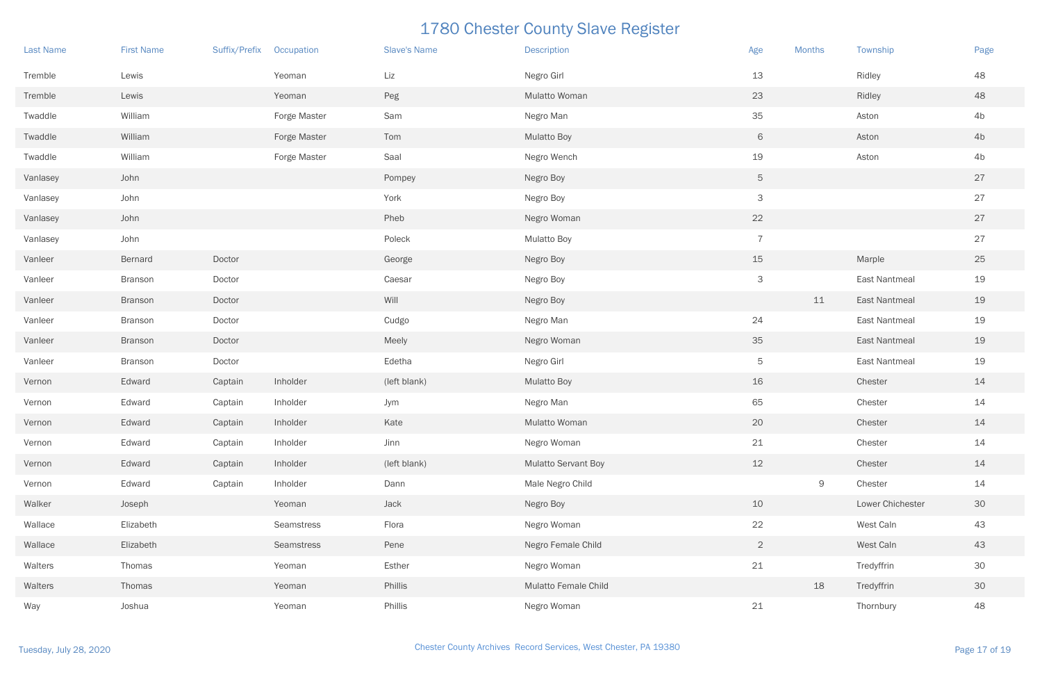# 1780 Chester County Slave Register

| Last Name | First Name | Suffix/Prefix | Occupation | Slave's Name | Description | Age | Months | Township | Page |
|---|---|---|---|---|---|---|---|---|---|
| Tremble | Lewis | | Yeoman | Liz | Negro Girl | 13 | | Ridley | 48 |
| Tremble | Lewis | | Yeoman | Peg | Mulatto Woman | 23 | | Ridley | 48 |
| Twaddle | William | | Forge Master | Sam | Negro Man | 35 | | Aston | 4b |
| Twaddle | William | | Forge Master | Tom | Mulatto Boy | 6 | | Aston | 4b |
| Twaddle | William | | Forge Master | Saal | Negro Wench | 19 | | Aston | 4b |
| Vanlasey | John | | | Pompey | Negro Boy | 5 | | | 27 |
| Vanlasey | John | | | York | Negro Boy | 3 | | | 27 |
| Vanlasey | John | | | Pheb | Negro Woman | 22 | | | 27 |
| Vanlasey | John | | | Poleck | Mulatto Boy | 7 | | | 27 |
| Vanleer | Bernard | Doctor | | George | Negro Boy | 15 | | Marple | 25 |
| Vanleer | Branson | Doctor | | Caesar | Negro Boy | 3 | | East Nantmeal | 19 |
| Vanleer | Branson | Doctor | | Will | Negro Boy | | 11 | East Nantmeal | 19 |
| Vanleer | Branson | Doctor | | Cudgo | Negro Man | 24 | | East Nantmeal | 19 |
| Vanleer | Branson | Doctor | | Meely | Negro Woman | 35 | | East Nantmeal | 19 |
| Vanleer | Branson | Doctor | | Edetha | Negro Girl | 5 | | East Nantmeal | 19 |
| Vernon | Edward | Captain | Inholder | (left blank) | Mulatto Boy | 16 | | Chester | 14 |
| Vernon | Edward | Captain | Inholder | Jym | Negro Man | 65 | | Chester | 14 |
| Vernon | Edward | Captain | Inholder | Kate | Mulatto Woman | 20 | | Chester | 14 |
| Vernon | Edward | Captain | Inholder | Jinn | Negro Woman | 21 | | Chester | 14 |
| Vernon | Edward | Captain | Inholder | (left blank) | Mulatto Servant Boy | 12 | | Chester | 14 |
| Vernon | Edward | Captain | Inholder | Dann | Male Negro Child | | 9 | Chester | 14 |
| Walker | Joseph | | Yeoman | Jack | Negro Boy | 10 | | Lower Chichester | 30 |
| Wallace | Elizabeth | | Seamstress | Flora | Negro Woman | 22 | | West Caln | 43 |
| Wallace | Elizabeth | | Seamstress | Pene | Negro Female Child | 2 | | West Caln | 43 |
| Walters | Thomas | | Yeoman | Esther | Negro Woman | 21 | | Tredyffrin | 30 |
| Walters | Thomas | | Yeoman | Phillis | Mulatto Female Child | | 18 | Tredyffrin | 30 |
| Way | Joshua | | Yeoman | Phillis | Negro Woman | 21 | | Thornbury | 48 |

Tuesday, July 28, 2020

Chester County Archives Record Services, West Chester, PA 19380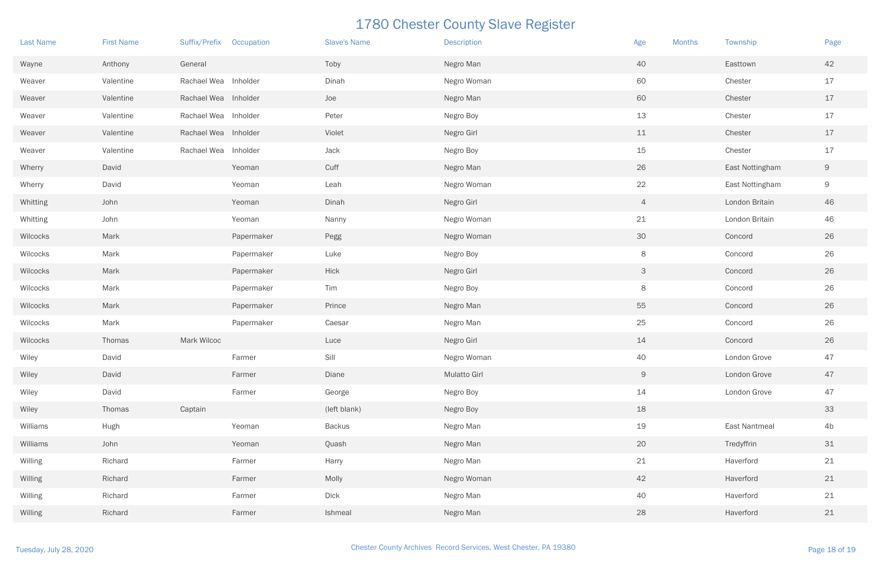# 1780 Chester County Slave Register

| Last Name | First Name | Suffix/Prefix | Occupation | Slave's Name | Description | Age | Months | Township | Page |
|---|---|---|---|---|---|---|---|---|---|
| Wayne | Anthony | General | | Toby | Negro Man | 40 | | Easttown | 42 |
| Weaver | Valentine | Rachael Wea | Inholder | Dinah | Negro Woman | 60 | | Chester | 17 |
| Weaver | Valentine | Rachael Wea | Inholder | Joe | Negro Man | 60 | | Chester | 17 |
| Weaver | Valentine | Rachael Wea | Inholder | Peter | Negro Boy | 13 | | Chester | 17 |
| Weaver | Valentine | Rachael Wea | Inholder | Violet | Negro Girl | 11 | | Chester | 17 |
| Weaver | Valentine | Rachael Wea | Inholder | Jack | Negro Boy | 15 | | Chester | 17 |
| Wherry | David | | Yeoman | Cuff | Negro Man | 26 | | East Nottingham | 9 |
| Wherry | David | | Yeoman | Leah | Negro Woman | 22 | | East Nottingham | 9 |
| Whitting | John | | Yeoman | Dinah | Negro Girl | 4 | | London Britain | 46 |
| Whitting | John | | Yeoman | Nanny | Negro Woman | 21 | | London Britain | 46 |
| Wilcocks | Mark | | Papermaker | Pegg | Negro Woman | 30 | | Concord | 26 |
| Wilcocks | Mark | | Papermaker | Luke | Negro Boy | 8 | | Concord | 26 |
| Wilcocks | Mark | | Papermaker | Hick | Negro Girl | 3 | | Concord | 26 |
| Wilcocks | Mark | | Papermaker | Tim | Negro Boy | 8 | | Concord | 26 |
| Wilcocks | Mark | | Papermaker | Prince | Negro Man | 55 | | Concord | 26 |
| Wilcocks | Mark | | Papermaker | Caesar | Negro Man | 25 | | Concord | 26 |
| Wilcocks | Thomas | Mark Wilcoc | | Luce | Negro Girl | 14 | | Concord | 26 |
| Wiley | David | | Farmer | Sill | Negro Woman | 40 | | London Grove | 47 |
| Wiley | David | | Farmer | Diane | Mulatto Girl | 9 | | London Grove | 47 |
| Wiley | David | | Farmer | George | Negro Boy | 14 | | London Grove | 47 |
| Wiley | Thomas | Captain | | (left blank) | Negro Boy | 18 | | | 33 |
| Williams | Hugh | | Yeoman | Backus | Negro Man | 19 | | East Nantmeal | 4b |
| Williams | John | | Yeoman | Quash | Negro Man | 20 | | Tredyffrin | 31 |
| Willing | Richard | | Farmer | Harry | Negro Man | 21 | | Haverford | 21 |
| Willing | Richard | | Farmer | Molly | Negro Woman | 42 | | Haverford | 21 |
| Willing | Richard | | Farmer | Dick | Negro Man | 40 | | Haverford | 21 |
| Willing | Richard | | Farmer | Ishmeal | Negro Man | 28 | | Haverford | 21 |

Tuesday, July 28, 2020 — Chester County Archives Record Services, West Chester, PA 19380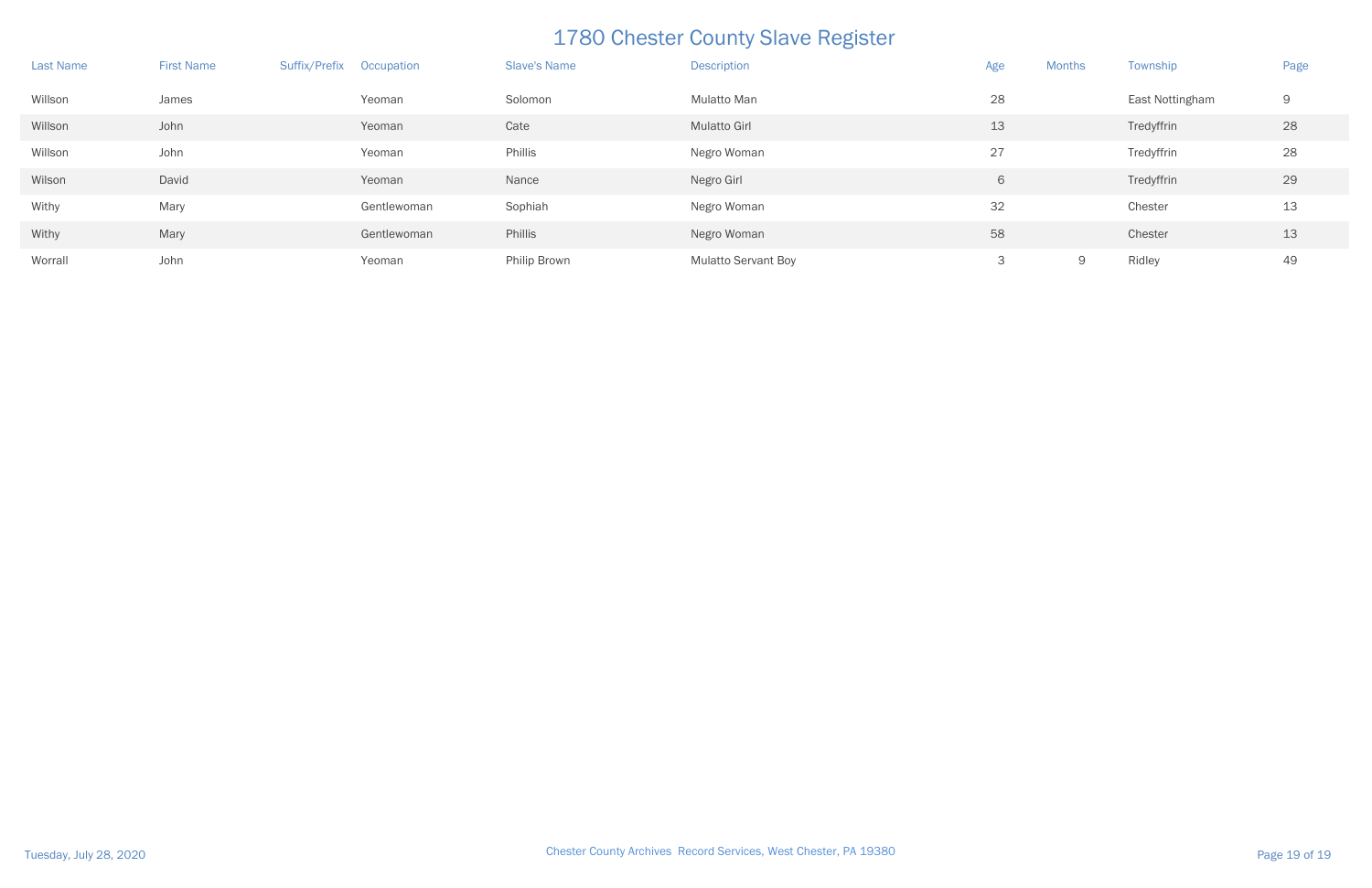# 1780 Chester County Slave Register

| Last Name | First Name | Suffix/Prefix | Occupation | Slave's Name | Description | Age | Months | Township | Page |
|---|---|---|---|---|---|---|---|---|---|
| Willson | James | | Yeoman | Solomon | Mulatto Man | 28 | | East Nottingham | 9 |
| Willson | John | | Yeoman | Cate | Mulatto Girl | 13 | | Tredyffrin | 28 |
| Willson | John | | Yeoman | Phillis | Negro Woman | 27 | | Tredyffrin | 28 |
| Wilson | David | | Yeoman | Nance | Negro Girl | 6 | | Tredyffrin | 29 |
| Withy | Mary | | Gentlewoman | Sophiah | Negro Woman | 32 | | Chester | 13 |
| Withy | Mary | | Gentlewoman | Phillis | Negro Woman | 58 | | Chester | 13 |
| Worrall | John | | Yeoman | Philip Brown | Mulatto Servant Boy | 3 | 9 | Ridley | 49 |

Tuesday, July 28, 2020

Chester County Archives Record Services, West Chester, PA 19380